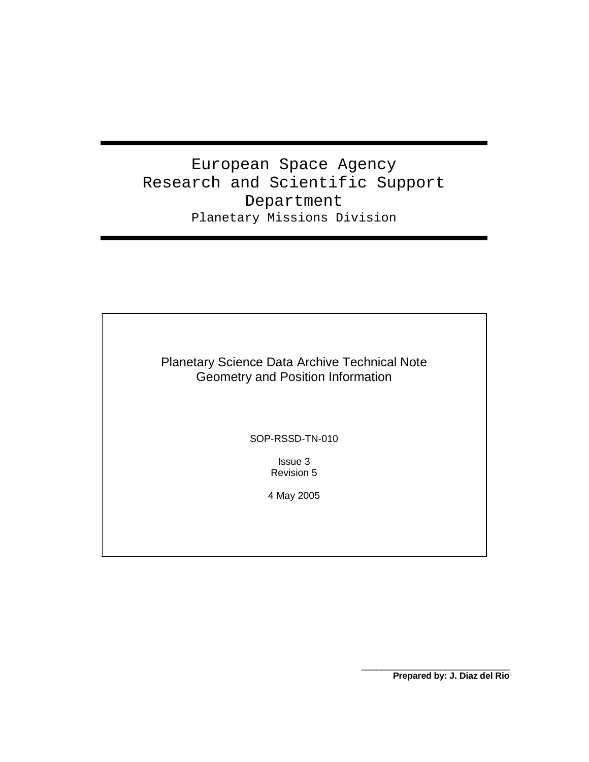# European Space Agency
# Research and Scientific Support Department

Planetary Missions Division

---

## Planetary Science Data Archive Technical Note
## Geometry and Position Information

SOP-RSSD-TN-010

Issue 3
Revision 5

4 May 2005

---

**Prepared by: J. Diaz del Rio**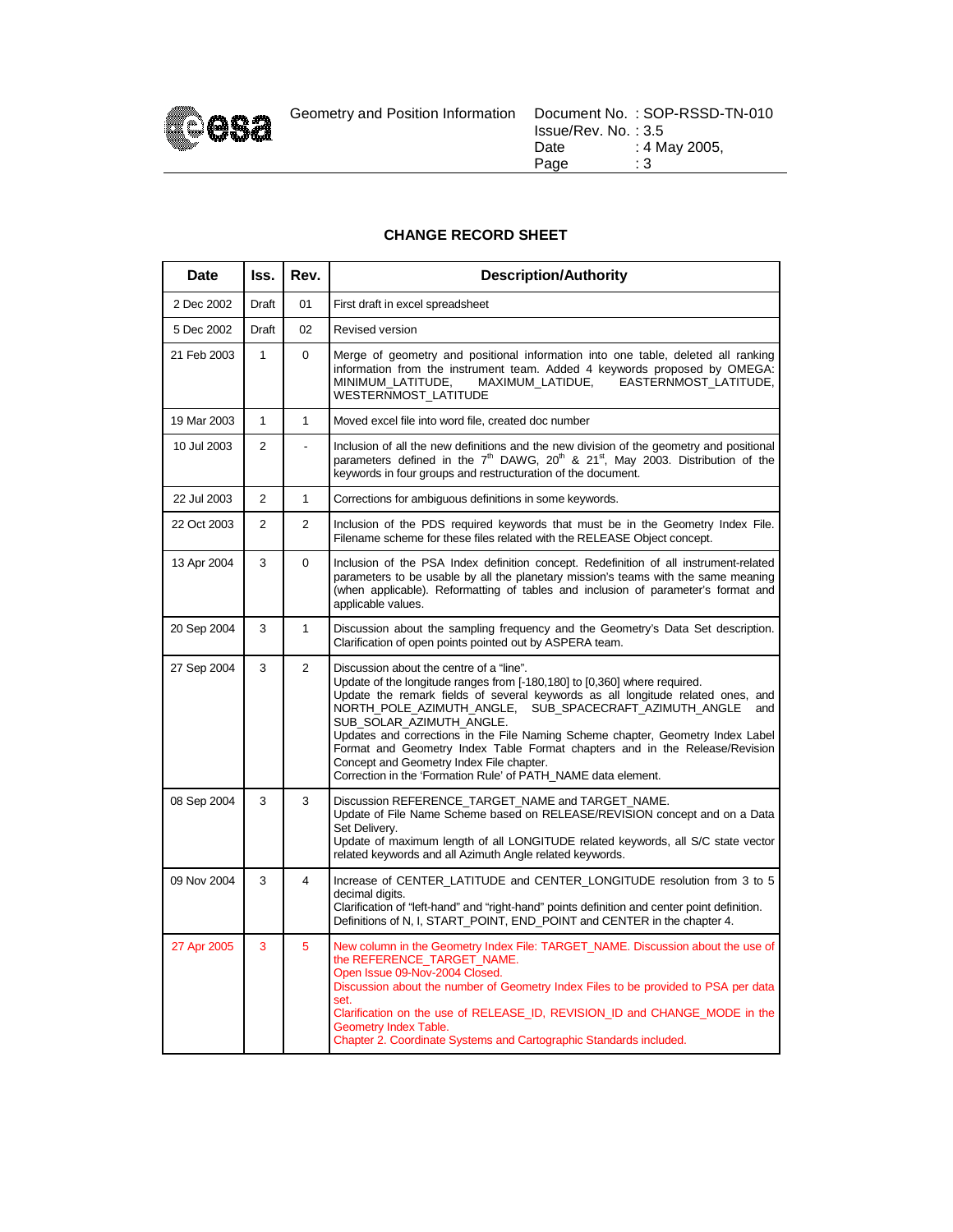# CHANGE RECORD SHEET

| Date | Iss. | Rev. | Description/Authority |
|---|---|---|---|
| 2 Dec 2002 | Draft | 01 | First draft in excel spreadsheet |
| 5 Dec 2002 | Draft | 02 | Revised version |
| 21 Feb 2003 | 1 | 0 | Merge of geometry and positional information into one table, deleted all ranking information from the instrument team. Added 4 keywords proposed by OMEGA: MINIMUM_LATITUDE, MAXIMUM_LATIDUE, EASTERNMOST_LATITUDE, WESTERNMOST_LATITUDE |
| 19 Mar 2003 | 1 | 1 | Moved excel file into word file, created doc number |
| 10 Jul 2003 | 2 | - | Inclusion of all the new definitions and the new division of the geometry and positional parameters defined in the 7th DAWG, 20th & 21st, May 2003. Distribution of the keywords in four groups and restructuration of the document. |
| 22 Jul 2003 | 2 | 1 | Corrections for ambiguous definitions in some keywords. |
| 22 Oct 2003 | 2 | 2 | Inclusion of the PDS required keywords that must be in the Geometry Index File. Filename scheme for these files related with the RELEASE Object concept. |
| 13 Apr 2004 | 3 | 0 | Inclusion of the PSA Index definition concept. Redefinition of all instrument-related parameters to be usable by all the planetary mission's teams with the same meaning (when applicable). Reformatting of tables and inclusion of parameter's format and applicable values. |
| 20 Sep 2004 | 3 | 1 | Discussion about the sampling frequency and the Geometry's Data Set description. Clarification of open points pointed out by ASPERA team. |
| 27 Sep 2004 | 3 | 2 | Discussion about the centre of a "line".<br>Update of the longitude ranges from [-180,180] to [0,360] where required.<br>Update the remark fields of several keywords as all longitude related ones, and NORTH_POLE_AZIMUTH_ANGLE, SUB_SPACECRAFT_AZIMUTH_ANGLE and SUB_SOLAR_AZIMUTH_ANGLE.<br>Updates and corrections in the File Naming Scheme chapter, Geometry Index Label Format and Geometry Index Table Format chapters and in the Release/Revision Concept and Geometry Index File chapter.<br>Correction in the 'Formation Rule' of PATH_NAME data element. |
| 08 Sep 2004 | 3 | 3 | Discussion REFERENCE_TARGET_NAME and TARGET_NAME.<br>Update of File Name Scheme based on RELEASE/REVISION concept and on a Data Set Delivery.<br>Update of maximum length of all LONGITUDE related keywords, all S/C state vector related keywords and all Azimuth Angle related keywords. |
| 09 Nov 2004 | 3 | 4 | Increase of CENTER_LATITUDE and CENTER_LONGITUDE resolution from 3 to 5 decimal digits.<br>Clarification of "left-hand" and "right-hand" points definition and center point definition.<br>Definitions of N, I, START_POINT, END_POINT and CENTER in the chapter 4. |
| 27 Apr 2005 | 3 | 5 | New column in the Geometry Index File: TARGET_NAME. Discussion about the use of the REFERENCE_TARGET_NAME.<br>Open Issue 09-Nov-2004 Closed.<br>Discussion about the number of Geometry Index Files to be provided to PSA per data set.<br>Clarification on the use of RELEASE_ID, REVISION_ID and CHANGE_MODE in the Geometry Index Table.<br>Chapter 2. Coordinate Systems and Cartographic Standards included. |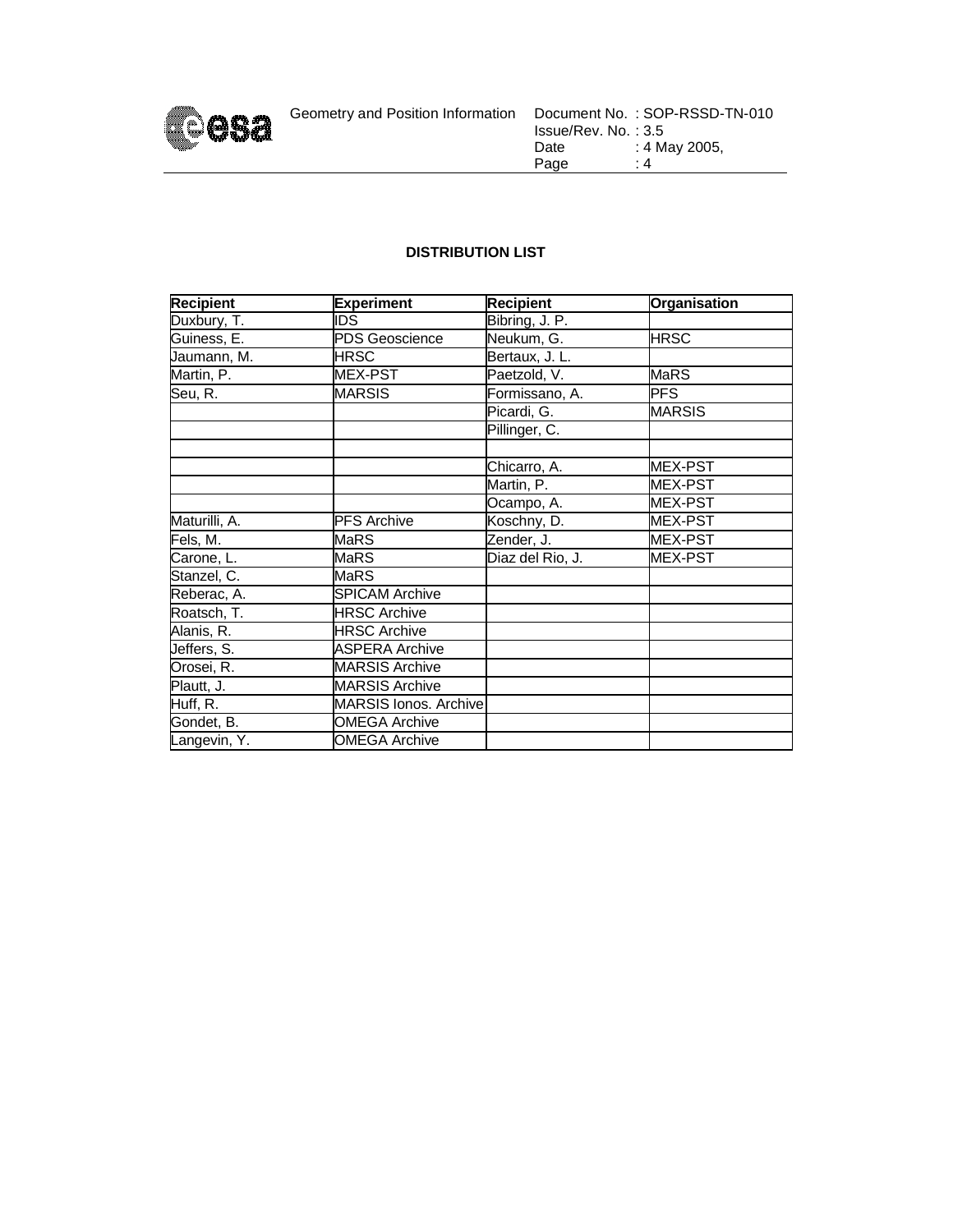**DISTRIBUTION LIST**

| Recipient | Experiment | Recipient | Organisation |
|---|---|---|---|
| Duxbury, T. | IDS | Bibring, J. P. | |
| Guiness, E. | PDS Geoscience | Neukum, G. | HRSC |
| Jaumann, M. | HRSC | Bertaux, J. L. | |
| Martin, P. | MEX-PST | Paetzold, V. | MaRS |
| Seu, R. | MARSIS | Formissano, A. | PFS |
| | | Picardi, G. | MARSIS |
| | | Pillinger, C. | |
| | | | |
| | | Chicarro, A. | MEX-PST |
| | | Martin, P. | MEX-PST |
| | | Ocampo, A. | MEX-PST |
| Maturilli, A. | PFS Archive | Koschny, D. | MEX-PST |
| Fels, M. | MaRS | Zender, J. | MEX-PST |
| Carone, L. | MaRS | Diaz del Rio, J. | MEX-PST |
| Stanzel, C. | MaRS | | |
| Reberac, A. | SPICAM Archive | | |
| Roatsch, T. | HRSC Archive | | |
| Alanis, R. | HRSC Archive | | |
| Jeffers, S. | ASPERA Archive | | |
| Orosei, R. | MARSIS Archive | | |
| Plautt, J. | MARSIS Archive | | |
| Huff, R. | MARSIS Ionos. Archive | | |
| Gondet, B. | OMEGA Archive | | |
| Langevin, Y. | OMEGA Archive | | |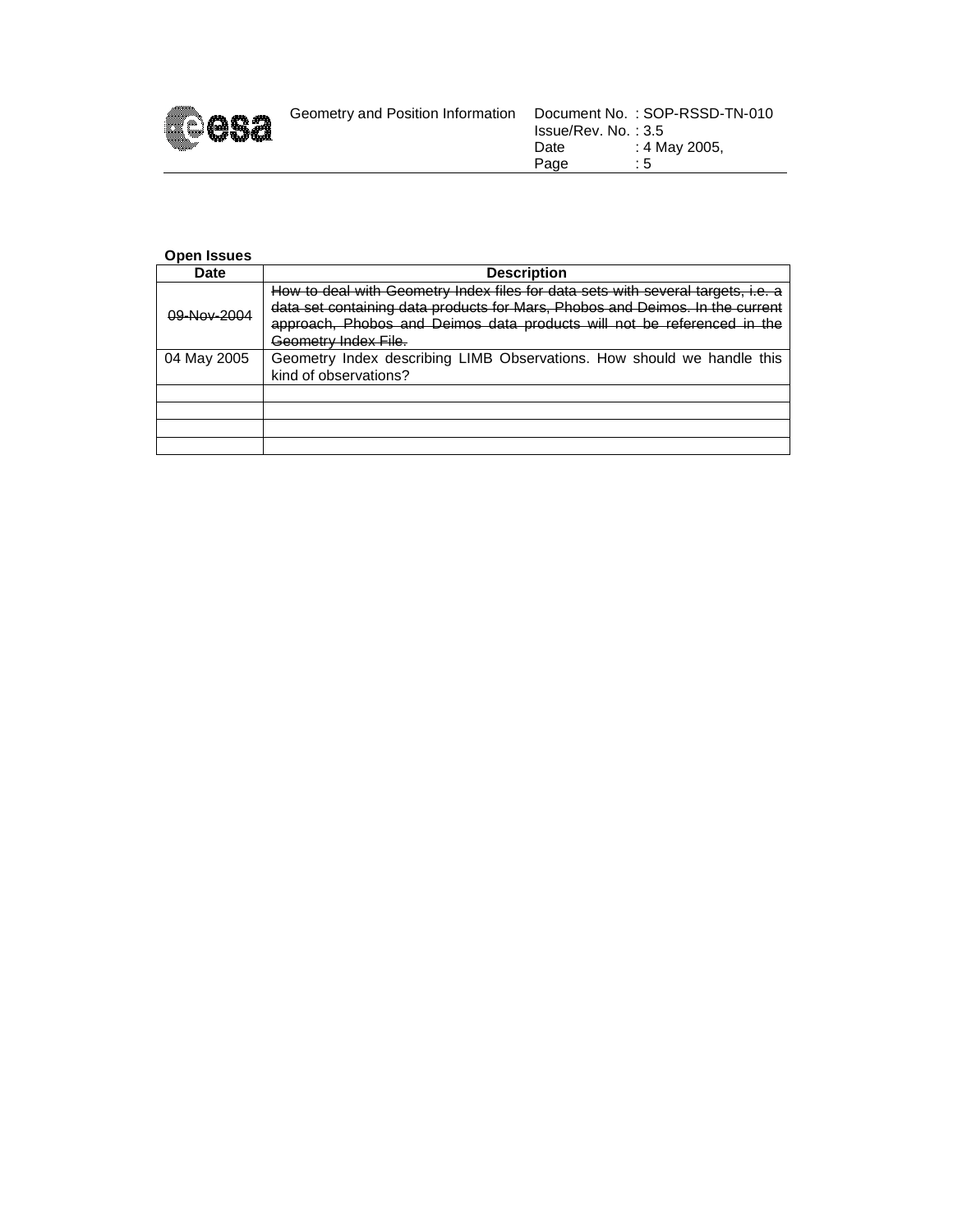**Open Issues**

| Date | Description |
|---|---|
| ~~09-Nov-2004~~ | ~~How to deal with Geometry Index files for data sets with several targets, i.e. a data set containing data products for Mars, Phobos and Deimos. In the current approach, Phobos and Deimos data products will not be referenced in the Geometry Index File.~~ |
| 04 May 2005 | Geometry Index describing LIMB Observations. How should we handle this kind of observations? |
| | |
| | |
| | |
| | |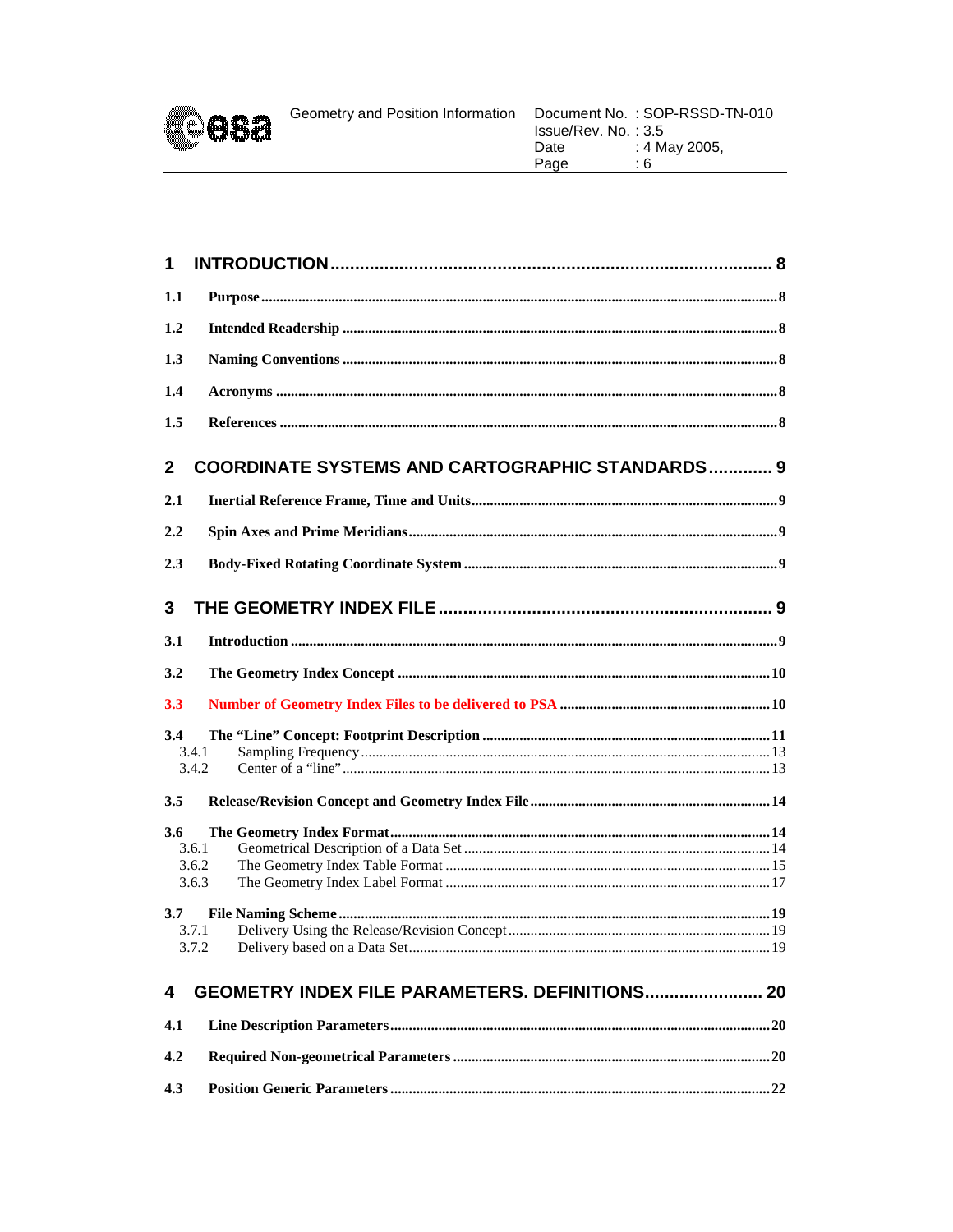1 INTRODUCTION ........................................................................................ 8

1.1 Purpose ........................................................................................ 8

1.2 Intended Readership ........................................................................................ 8

1.3 Naming Conventions ........................................................................................ 8

1.4 Acronyms ........................................................................................ 8

1.5 References ........................................................................................ 8

2 COORDINATE SYSTEMS AND CARTOGRAPHIC STANDARDS ............. 9

2.1 Inertial Reference Frame, Time and Units ........................................................................................ 9

2.2 Spin Axes and Prime Meridians ........................................................................................ 9

2.3 Body-Fixed Rotating Coordinate System ........................................................................................ 9

3 THE GEOMETRY INDEX FILE ........................................................................................ 9

3.1 Introduction ........................................................................................ 9

3.2 The Geometry Index Concept ........................................................................................ 10

3.3 Number of Geometry Index Files to be delivered to PSA ........................................................................................ 10

3.4 The "Line" Concept: Footprint Description ........................................................................................ 11

3.4.1 Sampling Frequency ........................................................................................ 13

3.4.2 Center of a "line" ........................................................................................ 13

3.5 Release/Revision Concept and Geometry Index File ........................................................................................ 14

3.6 The Geometry Index Format ........................................................................................ 14

3.6.1 Geometrical Description of a Data Set ........................................................................................ 14

3.6.2 The Geometry Index Table Format ........................................................................................ 15

3.6.3 The Geometry Index Label Format ........................................................................................ 17

3.7 File Naming Scheme ........................................................................................ 19

3.7.1 Delivery Using the Release/Revision Concept ........................................................................................ 19

3.7.2 Delivery based on a Data Set ........................................................................................ 19

4 GEOMETRY INDEX FILE PARAMETERS. DEFINITIONS ........................ 20

4.1 Line Description Parameters ........................................................................................ 20

4.2 Required Non-geometrical Parameters ........................................................................................ 20

4.3 Position Generic Parameters ........................................................................................ 22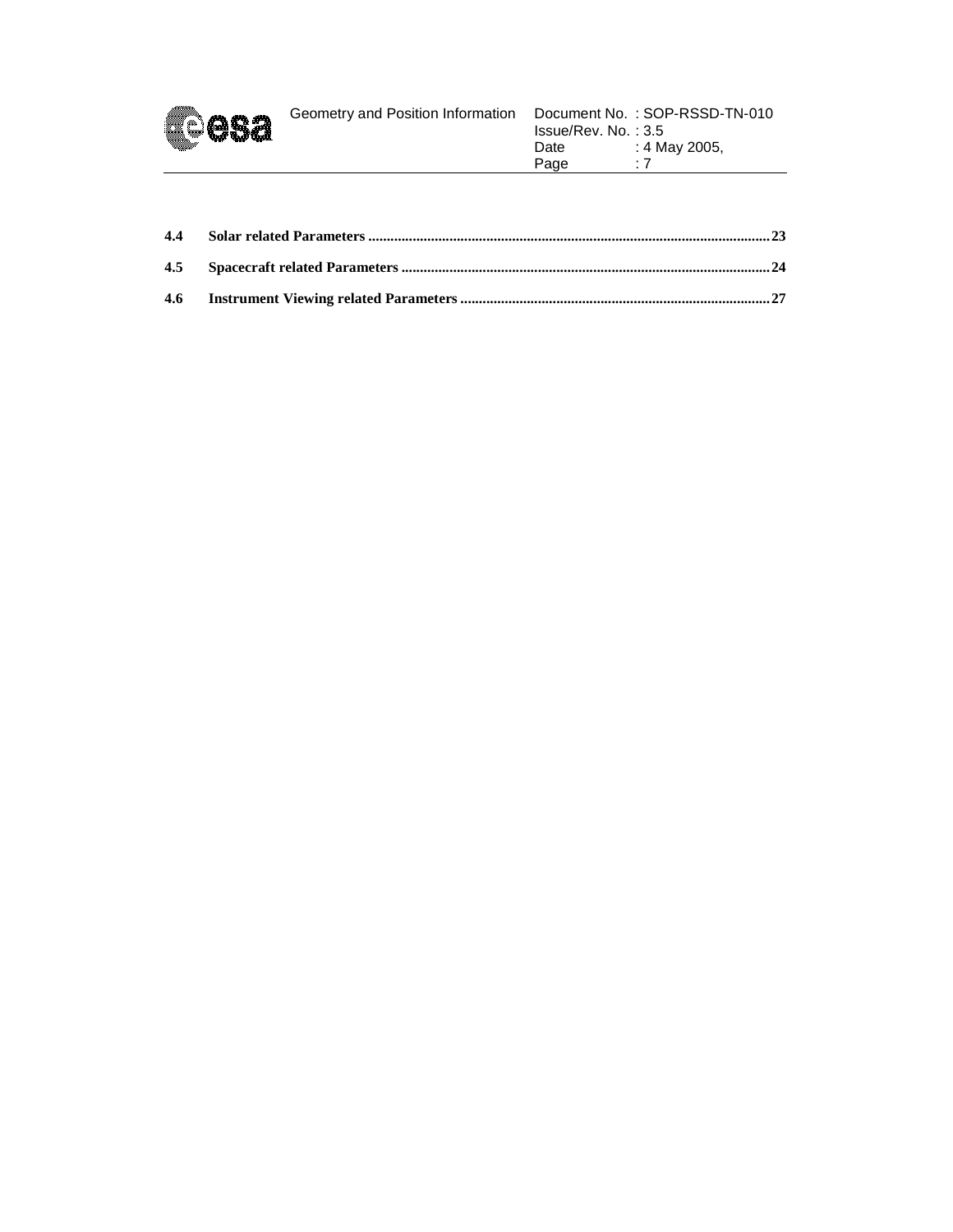**4.4 Solar related Parameters ........................................................................................................ 23**

**4.5 Spacecraft related Parameters ................................................................................................ 24**

**4.6 Instrument Viewing related Parameters ................................................................................. 27**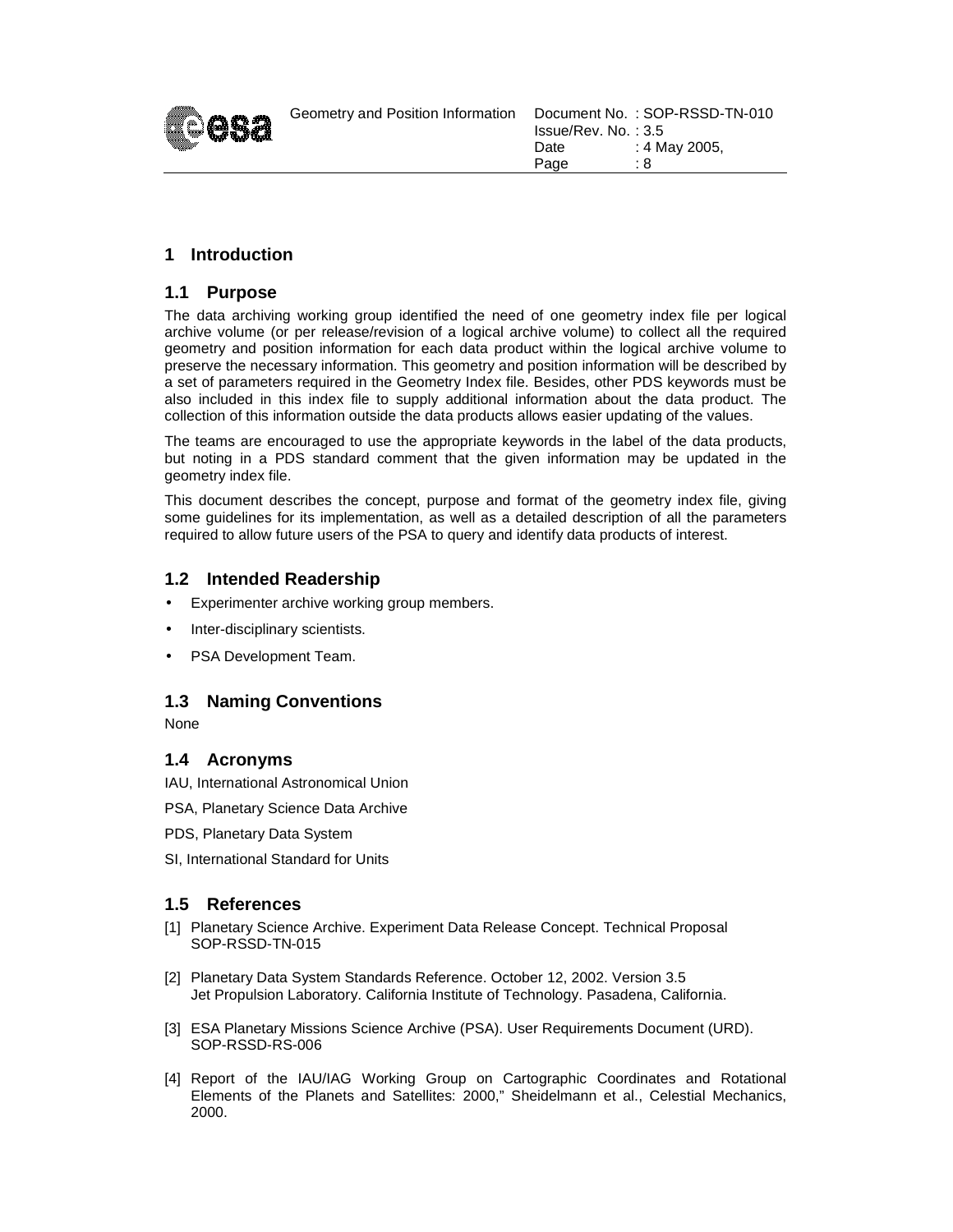# 1 Introduction

## 1.1 Purpose

The data archiving working group identified the need of one geometry index file per logical archive volume (or per release/revision of a logical archive volume) to collect all the required geometry and position information for each data product within the logical archive volume to preserve the necessary information. This geometry and position information will be described by a set of parameters required in the Geometry Index file. Besides, other PDS keywords must be also included in this index file to supply additional information about the data product. The collection of this information outside the data products allows easier updating of the values.

The teams are encouraged to use the appropriate keywords in the label of the data products, but noting in a PDS standard comment that the given information may be updated in the geometry index file.

This document describes the concept, purpose and format of the geometry index file, giving some guidelines for its implementation, as well as a detailed description of all the parameters required to allow future users of the PSA to query and identify data products of interest.

## 1.2 Intended Readership

- Experimenter archive working group members.
- Inter-disciplinary scientists.
- PSA Development Team.

## 1.3 Naming Conventions

None

## 1.4 Acronyms

IAU, International Astronomical Union

PSA, Planetary Science Data Archive

PDS, Planetary Data System

SI, International Standard for Units

## 1.5 References

[1] Planetary Science Archive. Experiment Data Release Concept. Technical Proposal SOP-RSSD-TN-015

[2] Planetary Data System Standards Reference. October 12, 2002. Version 3.5 Jet Propulsion Laboratory. California Institute of Technology. Pasadena, California.

[3] ESA Planetary Missions Science Archive (PSA). User Requirements Document (URD). SOP-RSSD-RS-006

[4] Report of the IAU/IAG Working Group on Cartographic Coordinates and Rotational Elements of the Planets and Satellites: 2000," Sheidelmann et al., Celestial Mechanics, 2000.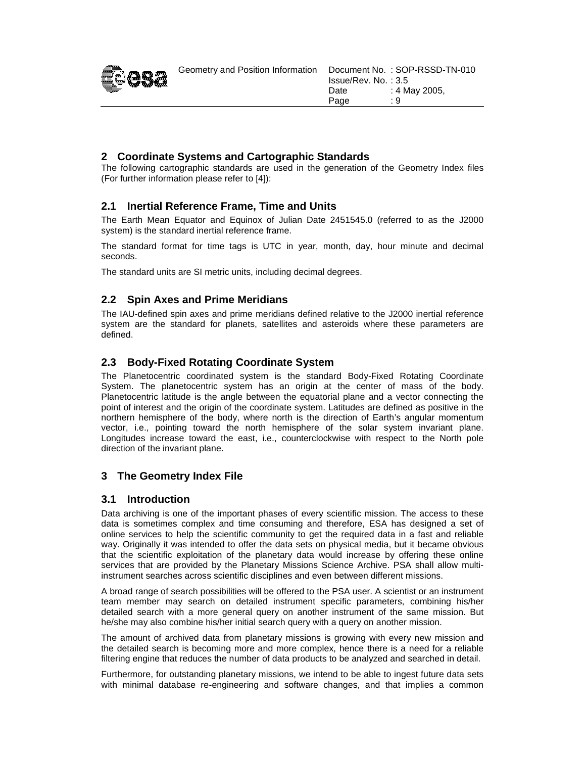## 2 Coordinate Systems and Cartographic Standards

The following cartographic standards are used in the generation of the Geometry Index files (For further information please refer to [4]):

### 2.1 Inertial Reference Frame, Time and Units

The Earth Mean Equator and Equinox of Julian Date 2451545.0 (referred to as the J2000 system) is the standard inertial reference frame.

The standard format for time tags is UTC in year, month, day, hour minute and decimal seconds.

The standard units are SI metric units, including decimal degrees.

### 2.2 Spin Axes and Prime Meridians

The IAU-defined spin axes and prime meridians defined relative to the J2000 inertial reference system are the standard for planets, satellites and asteroids where these parameters are defined.

### 2.3 Body-Fixed Rotating Coordinate System

The Planetocentric coordinated system is the standard Body-Fixed Rotating Coordinate System. The planetocentric system has an origin at the center of mass of the body. Planetocentric latitude is the angle between the equatorial plane and a vector connecting the point of interest and the origin of the coordinate system. Latitudes are defined as positive in the northern hemisphere of the body, where north is the direction of Earth's angular momentum vector, i.e., pointing toward the north hemisphere of the solar system invariant plane. Longitudes increase toward the east, i.e., counterclockwise with respect to the North pole direction of the invariant plane.

## 3 The Geometry Index File

### 3.1 Introduction

Data archiving is one of the important phases of every scientific mission. The access to these data is sometimes complex and time consuming and therefore, ESA has designed a set of online services to help the scientific community to get the required data in a fast and reliable way. Originally it was intended to offer the data sets on physical media, but it became obvious that the scientific exploitation of the planetary data would increase by offering these online services that are provided by the Planetary Missions Science Archive. PSA shall allow multi-instrument searches across scientific disciplines and even between different missions.

A broad range of search possibilities will be offered to the PSA user. A scientist or an instrument team member may search on detailed instrument specific parameters, combining his/her detailed search with a more general query on another instrument of the same mission. But he/she may also combine his/her initial search query with a query on another mission.

The amount of archived data from planetary missions is growing with every new mission and the detailed search is becoming more and more complex, hence there is a need for a reliable filtering engine that reduces the number of data products to be analyzed and searched in detail.

Furthermore, for outstanding planetary missions, we intend to be able to ingest future data sets with minimal database re-engineering and software changes, and that implies a common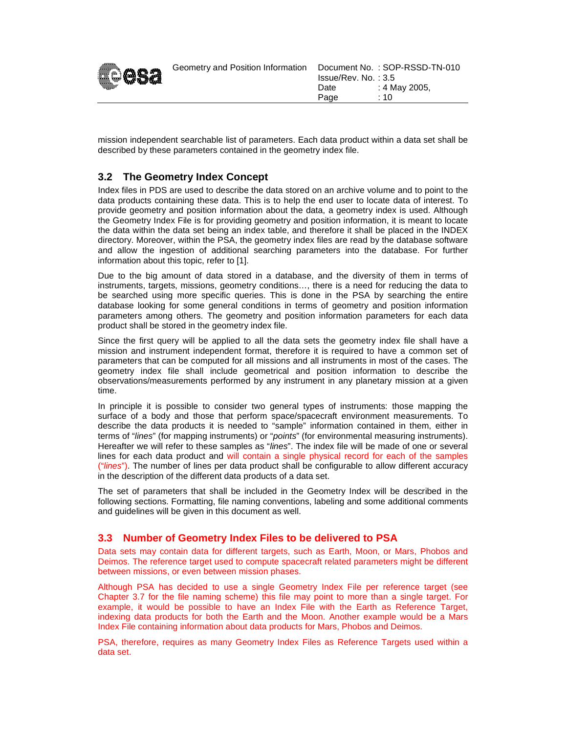mission independent searchable list of parameters. Each data product within a data set shall be described by these parameters contained in the geometry index file.

## 3.2 The Geometry Index Concept

Index files in PDS are used to describe the data stored on an archive volume and to point to the data products containing these data. This is to help the end user to locate data of interest. To provide geometry and position information about the data, a geometry index is used. Although the Geometry Index File is for providing geometry and position information, it is meant to locate the data within the data set being an index table, and therefore it shall be placed in the INDEX directory. Moreover, within the PSA, the geometry index files are read by the database software and allow the ingestion of additional searching parameters into the database. For further information about this topic, refer to [1].

Due to the big amount of data stored in a database, and the diversity of them in terms of instruments, targets, missions, geometry conditions…, there is a need for reducing the data to be searched using more specific queries. This is done in the PSA by searching the entire database looking for some general conditions in terms of geometry and position information parameters among others. The geometry and position information parameters for each data product shall be stored in the geometry index file.

Since the first query will be applied to all the data sets the geometry index file shall have a mission and instrument independent format, therefore it is required to have a common set of parameters that can be computed for all missions and all instruments in most of the cases. The geometry index file shall include geometrical and position information to describe the observations/measurements performed by any instrument in any planetary mission at a given time.

In principle it is possible to consider two general types of instruments: those mapping the surface of a body and those that perform space/spacecraft environment measurements. To describe the data products it is needed to "sample" information contained in them, either in terms of "*lines*" (for mapping instruments) or "*points*" (for environmental measuring instruments). Hereafter we will refer to these samples as "*lines*". The index file will be made of one or several lines for each data product and will contain a single physical record for each of the samples ("*lines*"). The number of lines per data product shall be configurable to allow different accuracy in the description of the different data products of a data set.

The set of parameters that shall be included in the Geometry Index will be described in the following sections. Formatting, file naming conventions, labeling and some additional comments and guidelines will be given in this document as well.

## 3.3 Number of Geometry Index Files to be delivered to PSA

Data sets may contain data for different targets, such as Earth, Moon, or Mars, Phobos and Deimos. The reference target used to compute spacecraft related parameters might be different between missions, or even between mission phases.

Although PSA has decided to use a single Geometry Index File per reference target (see Chapter 3.7 for the file naming scheme) this file may point to more than a single target. For example, it would be possible to have an Index File with the Earth as Reference Target, indexing data products for both the Earth and the Moon. Another example would be a Mars Index File containing information about data products for Mars, Phobos and Deimos.

PSA, therefore, requires as many Geometry Index Files as Reference Targets used within a data set.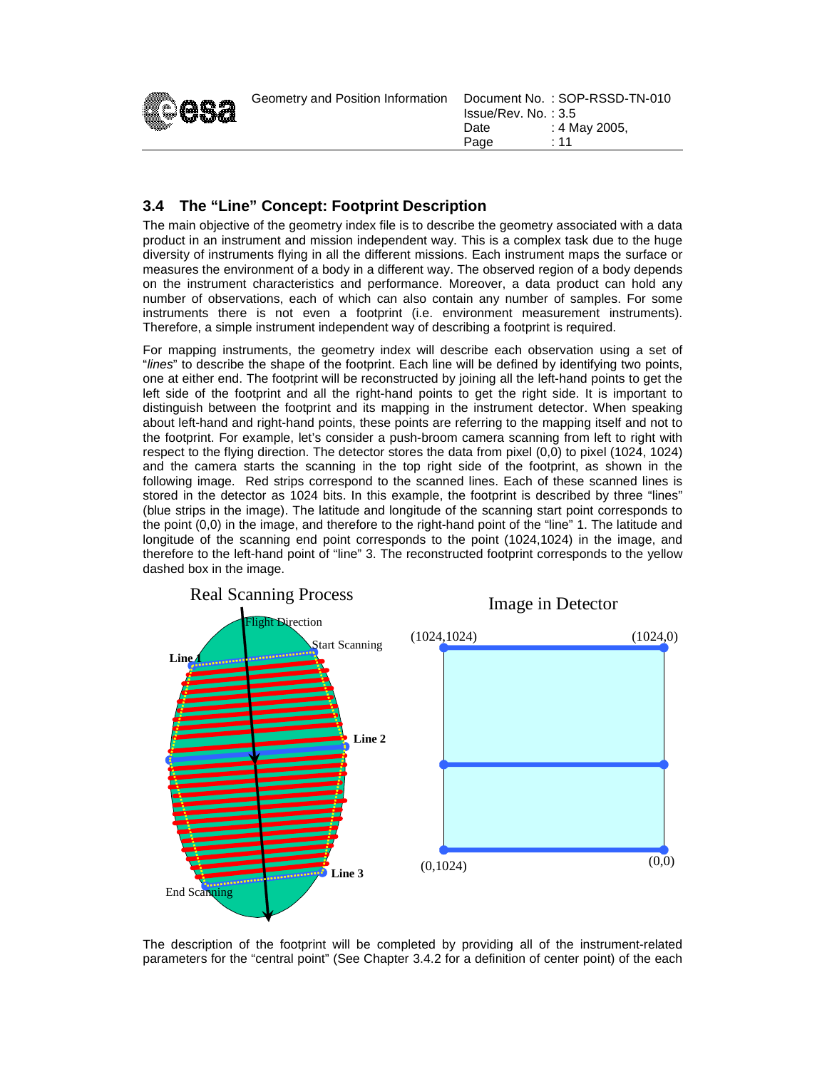### 3.4 The "Line" Concept: Footprint Description

The main objective of the geometry index file is to describe the geometry associated with a data product in an instrument and mission independent way. This is a complex task due to the huge diversity of instruments flying in all the different missions. Each instrument maps the surface or measures the environment of a body in a different way. The observed region of a body depends on the instrument characteristics and performance. Moreover, a data product can hold any number of observations, each of which can also contain any number of samples. For some instruments there is not even a footprint (i.e. environment measurement instruments). Therefore, a simple instrument independent way of describing a footprint is required.

For mapping instruments, the geometry index will describe each observation using a set of "*lines*" to describe the shape of the footprint. Each line will be defined by identifying two points, one at either end. The footprint will be reconstructed by joining all the left-hand points to get the left side of the footprint and all the right-hand points to get the right side. It is important to distinguish between the footprint and its mapping in the instrument detector. When speaking about left-hand and right-hand points, these points are referring to the mapping itself and not to the footprint. For example, let's consider a push-broom camera scanning from left to right with respect to the flying direction. The detector stores the data from pixel (0,0) to pixel (1024, 1024) and the camera starts the scanning in the top right side of the footprint, as shown in the following image. Red strips correspond to the scanned lines. Each of these scanned lines is stored in the detector as 1024 bits. In this example, the footprint is described by three "lines" (blue strips in the image). The latitude and longitude of the scanning start point corresponds to the point (0,0) in the image, and therefore to the right-hand point of the "line" 1. The latitude and longitude of the scanning end point corresponds to the point (1024,1024) in the image, and therefore to the left-hand point of "line" 3. The reconstructed footprint corresponds to the yellow dashed box in the image.

The description of the footprint will be completed by providing all of the instrument-related parameters for the "central point" (See Chapter 3.4.2 for a definition of center point) of the each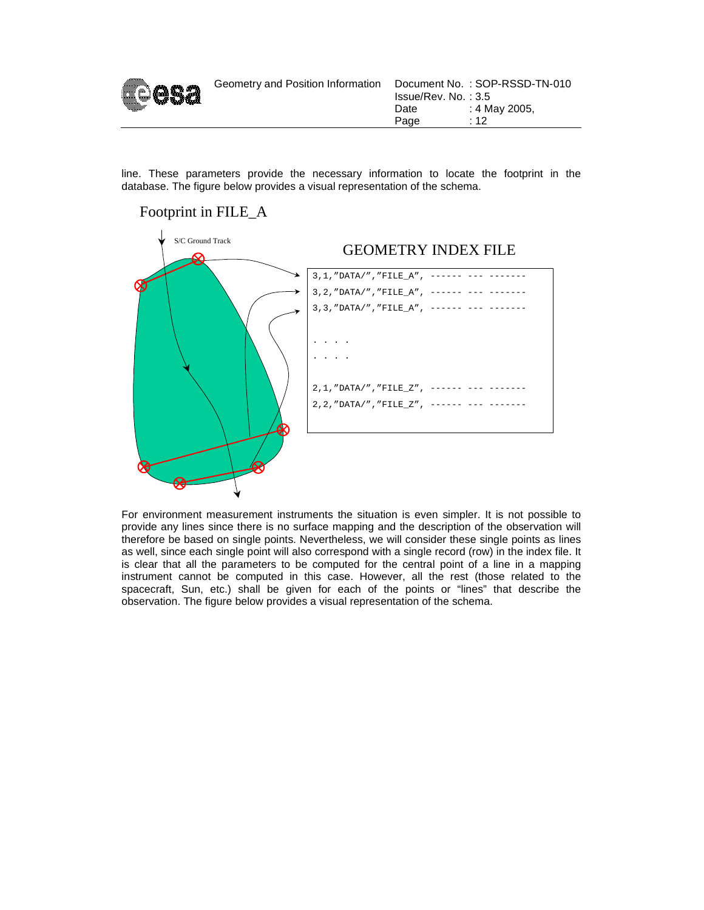line. These parameters provide the necessary information to locate the footprint in the database. The figure below provides a visual representation of the schema.

Footprint in FILE_A

S/C Ground Track

GEOMETRY INDEX FILE

```
3,1,"DATA/","FILE_A", ------ --- -------
3,2,"DATA/","FILE_A", ------ --- -------
3,3,"DATA/","FILE_A", ------ --- -------

. . . .
. . . .

2,1,"DATA/","FILE_Z", ------ --- -------
2,2,"DATA/","FILE_Z", ------ --- -------
```

For environment measurement instruments the situation is even simpler. It is not possible to provide any lines since there is no surface mapping and the description of the observation will therefore be based on single points. Nevertheless, we will consider these single points as lines as well, since each single point will also correspond with a single record (row) in the index file. It is clear that all the parameters to be computed for the central point of a line in a mapping instrument cannot be computed in this case. However, all the rest (those related to the spacecraft, Sun, etc.) shall be given for each of the points or "lines" that describe the observation. The figure below provides a visual representation of the schema.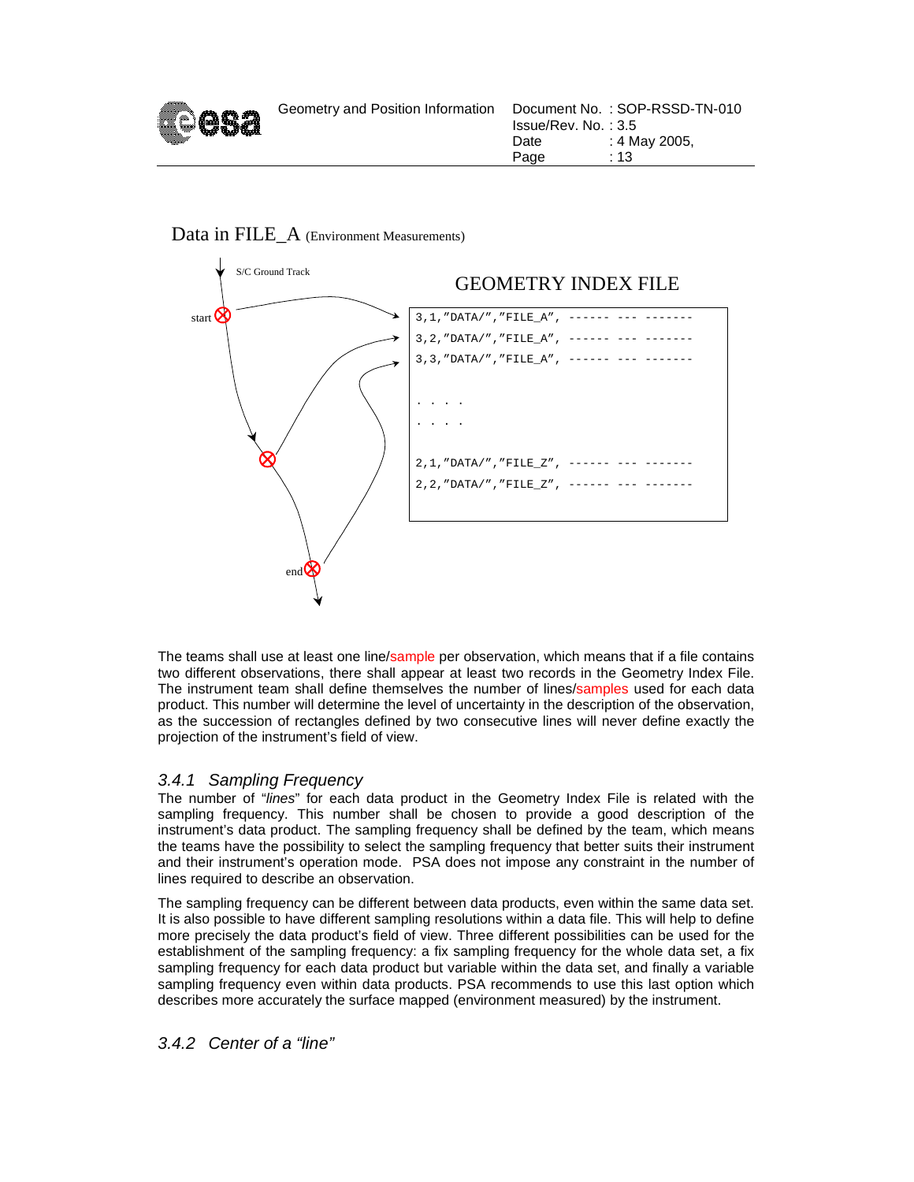Data in FILE_A (Environment Measurements)

S/C Ground Track

start

end

GEOMETRY INDEX FILE

```
3,1,"DATA/","FILE_A", ------ --- -------
3,2,"DATA/","FILE_A", ------ --- -------
3,3,"DATA/","FILE_A", ------ --- -------

. . . .
. . . .

2,1,"DATA/","FILE_Z", ------ --- -------
2,2,"DATA/","FILE_Z", ------ --- -------
```

The teams shall use at least one line/sample per observation, which means that if a file contains two different observations, there shall appear at least two records in the Geometry Index File. The instrument team shall define themselves the number of lines/samples used for each data product. This number will determine the level of uncertainty in the description of the observation, as the succession of rectangles defined by two consecutive lines will never define exactly the projection of the instrument's field of view.

### *3.4.1 Sampling Frequency*

The number of "*lines*" for each data product in the Geometry Index File is related with the sampling frequency. This number shall be chosen to provide a good description of the instrument's data product. The sampling frequency shall be defined by the team, which means the teams have the possibility to select the sampling frequency that better suits their instrument and their instrument's operation mode. PSA does not impose any constraint in the number of lines required to describe an observation.

The sampling frequency can be different between data products, even within the same data set. It is also possible to have different sampling resolutions within a data file. This will help to define more precisely the data product's field of view. Three different possibilities can be used for the establishment of the sampling frequency: a fix sampling frequency for the whole data set, a fix sampling frequency for each data product but variable within the data set, and finally a variable sampling frequency even within data products. PSA recommends to use this last option which describes more accurately the surface mapped (environment measured) by the instrument.

### *3.4.2 Center of a "line"*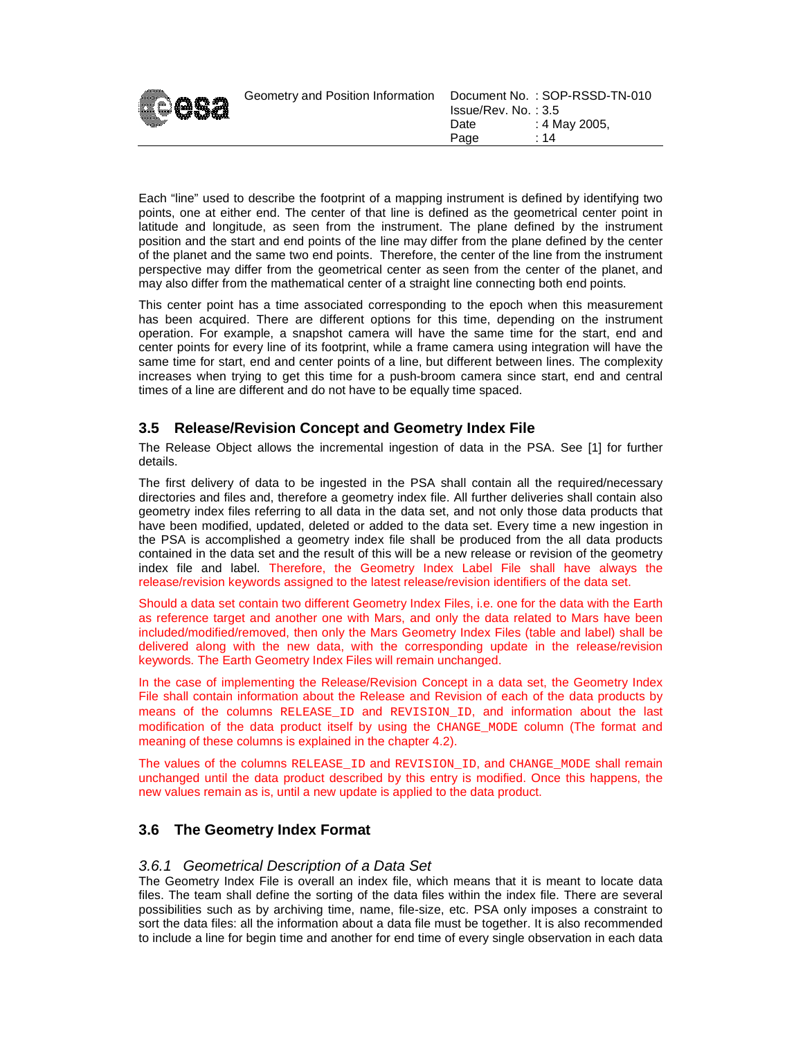Each "line" used to describe the footprint of a mapping instrument is defined by identifying two points, one at either end. The center of that line is defined as the geometrical center point in latitude and longitude, as seen from the instrument. The plane defined by the instrument position and the start and end points of the line may differ from the plane defined by the center of the planet and the same two end points. Therefore, the center of the line from the instrument perspective may differ from the geometrical center as seen from the center of the planet, and may also differ from the mathematical center of a straight line connecting both end points.

This center point has a time associated corresponding to the epoch when this measurement has been acquired. There are different options for this time, depending on the instrument operation. For example, a snapshot camera will have the same time for the start, end and center points for every line of its footprint, while a frame camera using integration will have the same time for start, end and center points of a line, but different between lines. The complexity increases when trying to get this time for a push-broom camera since start, end and central times of a line are different and do not have to be equally time spaced.

## 3.5 Release/Revision Concept and Geometry Index File

The Release Object allows the incremental ingestion of data in the PSA. See [1] for further details.

The first delivery of data to be ingested in the PSA shall contain all the required/necessary directories and files and, therefore a geometry index file. All further deliveries shall contain also geometry index files referring to all data in the data set, and not only those data products that have been modified, updated, deleted or added to the data set. Every time a new ingestion in the PSA is accomplished a geometry index file shall be produced from the all data products contained in the data set and the result of this will be a new release or revision of the geometry index file and label. Therefore, the Geometry Index Label File shall have always the release/revision keywords assigned to the latest release/revision identifiers of the data set.

Should a data set contain two different Geometry Index Files, i.e. one for the data with the Earth as reference target and another one with Mars, and only the data related to Mars have been included/modified/removed, then only the Mars Geometry Index Files (table and label) shall be delivered along with the new data, with the corresponding update in the release/revision keywords. The Earth Geometry Index Files will remain unchanged.

In the case of implementing the Release/Revision Concept in a data set, the Geometry Index File shall contain information about the Release and Revision of each of the data products by means of the columns `RELEASE_ID` and `REVISION_ID`, and information about the last modification of the data product itself by using the `CHANGE_MODE` column (The format and meaning of these columns is explained in the chapter 4.2).

The values of the columns `RELEASE_ID` and `REVISION_ID`, and `CHANGE_MODE` shall remain unchanged until the data product described by this entry is modified. Once this happens, the new values remain as is, until a new update is applied to the data product.

## 3.6 The Geometry Index Format

### *3.6.1 Geometrical Description of a Data Set*

The Geometry Index File is overall an index file, which means that it is meant to locate data files. The team shall define the sorting of the data files within the index file. There are several possibilities such as by archiving time, name, file-size, etc. PSA only imposes a constraint to sort the data files: all the information about a data file must be together. It is also recommended to include a line for begin time and another for end time of every single observation in each data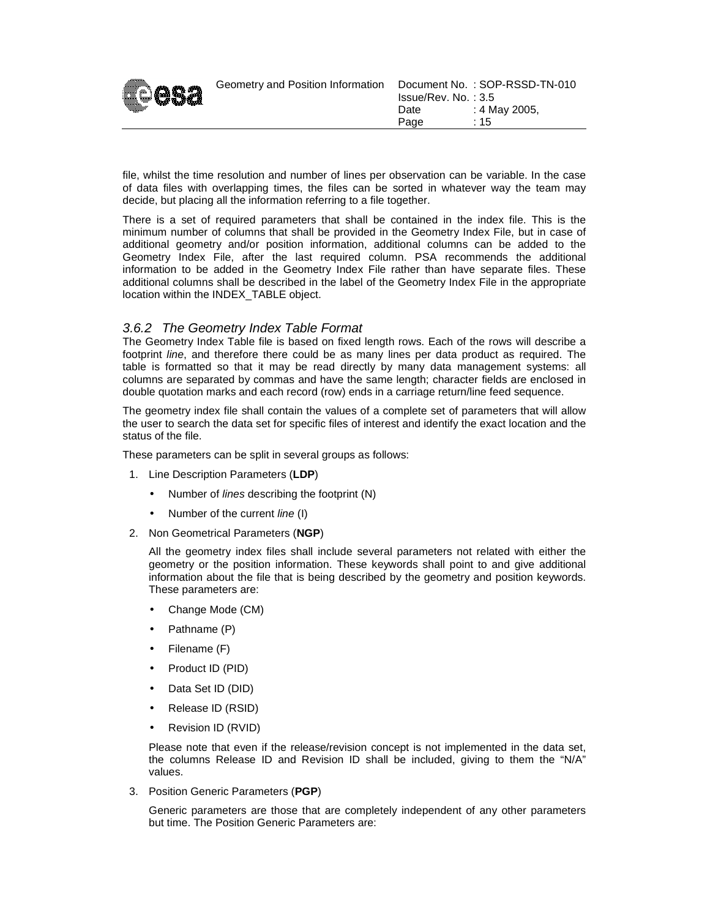file, whilst the time resolution and number of lines per observation can be variable. In the case of data files with overlapping times, the files can be sorted in whatever way the team may decide, but placing all the information referring to a file together.

There is a set of required parameters that shall be contained in the index file. This is the minimum number of columns that shall be provided in the Geometry Index File, but in case of additional geometry and/or position information, additional columns can be added to the Geometry Index File, after the last required column. PSA recommends the additional information to be added in the Geometry Index File rather than have separate files. These additional columns shall be described in the label of the Geometry Index File in the appropriate location within the INDEX_TABLE object.

### *3.6.2 The Geometry Index Table Format*

The Geometry Index Table file is based on fixed length rows. Each of the rows will describe a footprint *line*, and therefore there could be as many lines per data product as required. The table is formatted so that it may be read directly by many data management systems: all columns are separated by commas and have the same length; character fields are enclosed in double quotation marks and each record (row) ends in a carriage return/line feed sequence.

The geometry index file shall contain the values of a complete set of parameters that will allow the user to search the data set for specific files of interest and identify the exact location and the status of the file.

These parameters can be split in several groups as follows:

1. Line Description Parameters (**LDP**)
   - Number of *lines* describing the footprint (N)
   - Number of the current *line* (I)
2. Non Geometrical Parameters (**NGP**)

   All the geometry index files shall include several parameters not related with either the geometry or the position information. These keywords shall point to and give additional information about the file that is being described by the geometry and position keywords. These parameters are:

   - Change Mode (CM)
   - Pathname (P)
   - Filename (F)
   - Product ID (PID)
   - Data Set ID (DID)
   - Release ID (RSID)
   - Revision ID (RVID)

   Please note that even if the release/revision concept is not implemented in the data set, the columns Release ID and Revision ID shall be included, giving to them the "N/A" values.
3. Position Generic Parameters (**PGP**)

   Generic parameters are those that are completely independent of any other parameters but time. The Position Generic Parameters are: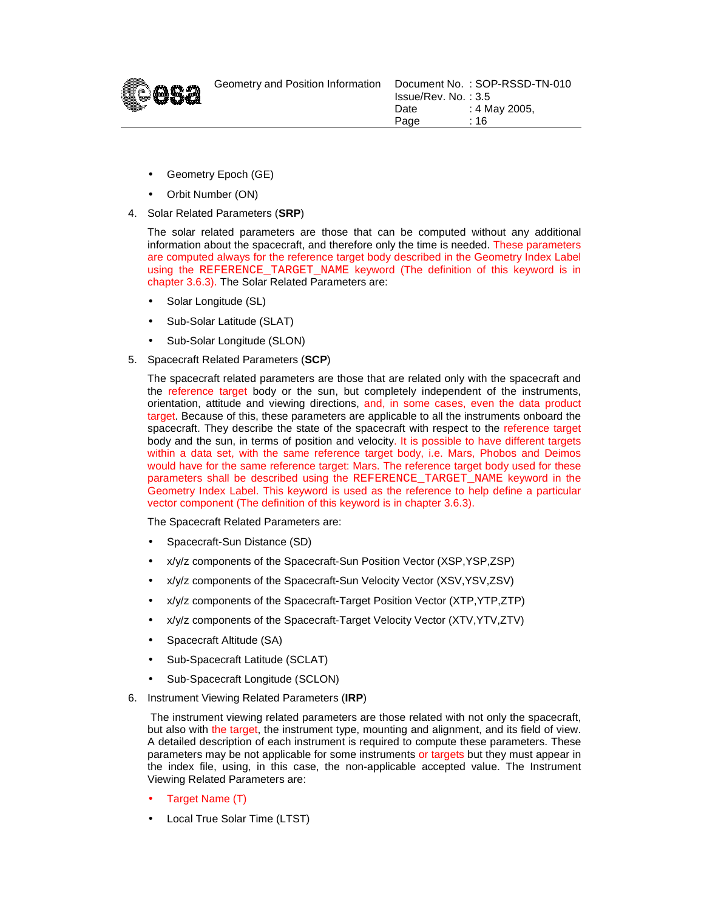- Geometry Epoch (GE)
- Orbit Number (ON)

4. Solar Related Parameters (**SRP**)

   The solar related parameters are those that can be computed without any additional information about the spacecraft, and therefore only the time is needed. These parameters are computed always for the reference target body described in the Geometry Index Label using the REFERENCE_TARGET_NAME keyword (The definition of this keyword is in chapter 3.6.3). The Solar Related Parameters are:

   - Solar Longitude (SL)
   - Sub-Solar Latitude (SLAT)
   - Sub-Solar Longitude (SLON)

5. Spacecraft Related Parameters (**SCP**)

   The spacecraft related parameters are those that are related only with the spacecraft and the reference target body or the sun, but completely independent of the instruments, orientation, attitude and viewing directions, and, in some cases, even the data product target. Because of this, these parameters are applicable to all the instruments onboard the spacecraft. They describe the state of the spacecraft with respect to the reference target body and the sun, in terms of position and velocity. It is possible to have different targets within a data set, with the same reference target body, i.e. Mars, Phobos and Deimos would have for the same reference target: Mars. The reference target body used for these parameters shall be described using the REFERENCE_TARGET_NAME keyword in the Geometry Index Label. This keyword is used as the reference to help define a particular vector component (The definition of this keyword is in chapter 3.6.3).

   The Spacecraft Related Parameters are:

   - Spacecraft-Sun Distance (SD)
   - x/y/z components of the Spacecraft-Sun Position Vector (XSP,YSP,ZSP)
   - x/y/z components of the Spacecraft-Sun Velocity Vector (XSV,YSV,ZSV)
   - x/y/z components of the Spacecraft-Target Position Vector (XTP,YTP,ZTP)
   - x/y/z components of the Spacecraft-Target Velocity Vector (XTV,YTV,ZTV)
   - Spacecraft Altitude (SA)
   - Sub-Spacecraft Latitude (SCLAT)
   - Sub-Spacecraft Longitude (SCLON)

6. Instrument Viewing Related Parameters (**IRP**)

   The instrument viewing related parameters are those related with not only the spacecraft, but also with the target, the instrument type, mounting and alignment, and its field of view. A detailed description of each instrument is required to compute these parameters. These parameters may be not applicable for some instruments or targets but they must appear in the index file, using, in this case, the non-applicable accepted value. The Instrument Viewing Related Parameters are:

   - Target Name (T)
   - Local True Solar Time (LTST)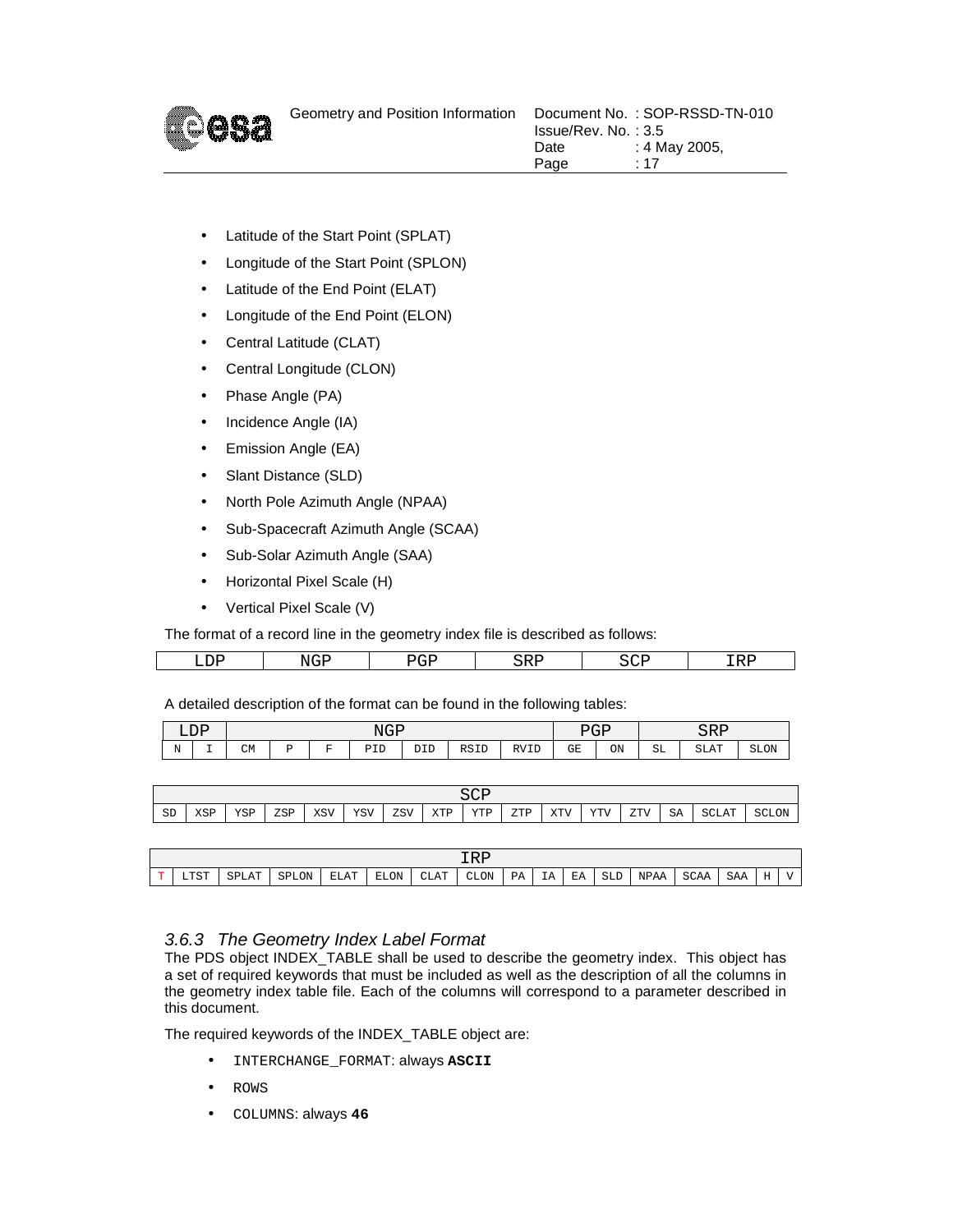- Latitude of the Start Point (SPLAT)
- Longitude of the Start Point (SPLON)
- Latitude of the End Point (ELAT)
- Longitude of the End Point (ELON)
- Central Latitude (CLAT)
- Central Longitude (CLON)
- Phase Angle (PA)
- Incidence Angle (IA)
- Emission Angle (EA)
- Slant Distance (SLD)
- North Pole Azimuth Angle (NPAA)
- Sub-Spacecraft Azimuth Angle (SCAA)
- Sub-Solar Azimuth Angle (SAA)
- Horizontal Pixel Scale (H)
- Vertical Pixel Scale (V)

The format of a record line in the geometry index file is described as follows:

| LDP | NGP | PGP | SRP | SCP | IRP |
|---|---|---|---|---|---|

A detailed description of the format can be found in the following tables:

| LDP | | NGP | | | | | | | PGP | | SRP | | |
|---|---|---|---|---|---|---|---|---|---|---|---|---|---|
| N | I | CM | P | F | PID | DID | RSID | RVID | GE | ON | SL | SLAT | SLON |

| SCP | | | | | | | | | | | | | | | |
|---|---|---|---|---|---|---|---|---|---|---|---|---|---|---|---|
| SD | XSP | YSP | ZSP | XSV | YSV | ZSV | XTP | YTP | ZTP | XTV | YTV | ZTV | SA | SCLAT | SCLON |

| IRP | | | | | | | | | | | | | | | | | |
|---|---|---|---|---|---|---|---|---|---|---|---|---|---|---|---|---|---|
| T | LTST | SPLAT | SPLON | ELAT | ELON | CLAT | CLON | PA | IA | EA | SLD | NPAA | SCAA | SAA | H | V | |

### 3.6.3 *The Geometry Index Label Format*

The PDS object INDEX_TABLE shall be used to describe the geometry index. This object has a set of required keywords that must be included as well as the description of all the columns in the geometry index table file. Each of the columns will correspond to a parameter described in this document.

The required keywords of the INDEX_TABLE object are:

- `INTERCHANGE_FORMAT`: always **ASCII**
- `ROWS`
- `COLUMNS`: always **46**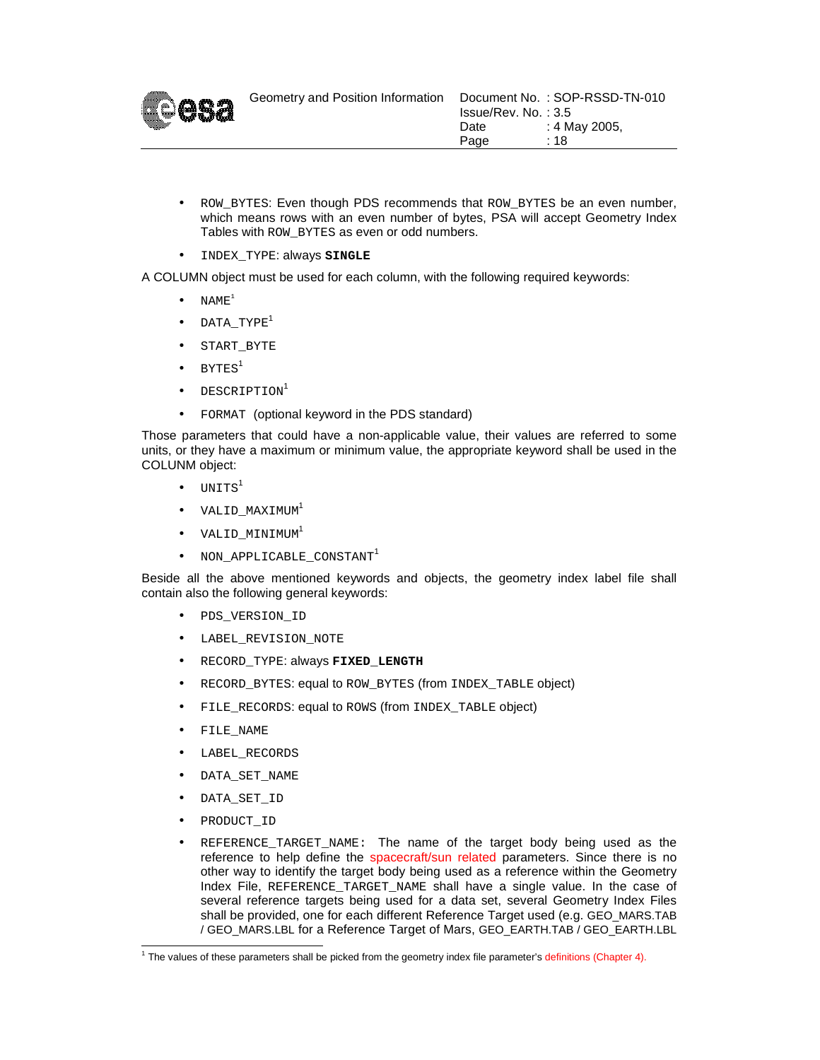- ROW_BYTES: Even though PDS recommends that ROW_BYTES be an even number, which means rows with an even number of bytes, PSA will accept Geometry Index Tables with ROW_BYTES as even or odd numbers.
- INDEX_TYPE: always **SINGLE**

A COLUMN object must be used for each column, with the following required keywords:

- NAME[1]
- DATA_TYPE[1]
- START_BYTE
- BYTES[1]
- DESCRIPTION[1]
- FORMAT (optional keyword in the PDS standard)

Those parameters that could have a non-applicable value, their values are referred to some units, or they have a maximum or minimum value, the appropriate keyword shall be used in the COLUNM object:

- UNITS[1]
- VALID_MAXIMUM[1]
- VALID_MINIMUM[1]
- NON_APPLICABLE_CONSTANT[1]

Beside all the above mentioned keywords and objects, the geometry index label file shall contain also the following general keywords:

- PDS_VERSION_ID
- LABEL_REVISION_NOTE
- RECORD_TYPE: always **FIXED_LENGTH**
- RECORD_BYTES: equal to ROW_BYTES (from INDEX_TABLE object)
- FILE_RECORDS: equal to ROWS (from INDEX_TABLE object)
- FILE_NAME
- LABEL_RECORDS
- DATA_SET_NAME
- DATA_SET_ID
- PRODUCT_ID
- REFERENCE_TARGET_NAME: The name of the target body being used as the reference to help define the spacecraft/sun related parameters. Since there is no other way to identify the target body being used as a reference within the Geometry Index File, REFERENCE_TARGET_NAME shall have a single value. In the case of several reference targets being used for a data set, several Geometry Index Files shall be provided, one for each different Reference Target used (e.g. GEO_MARS.TAB / GEO_MARS.LBL for a Reference Target of Mars, GEO_EARTH.TAB / GEO_EARTH.LBL

---

[1] The values of these parameters shall be picked from the geometry index file parameter's definitions (Chapter 4).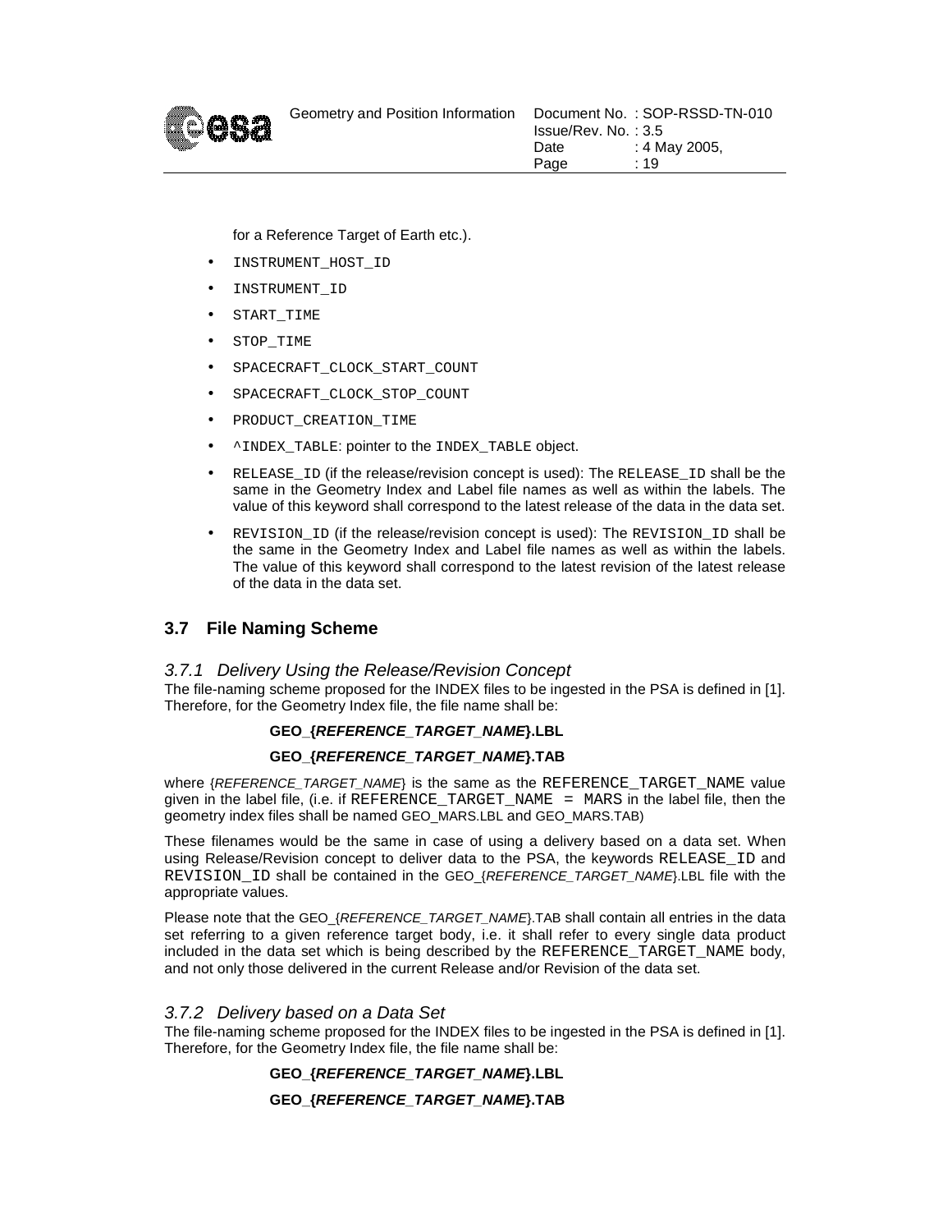for a Reference Target of Earth etc.).

- INSTRUMENT_HOST_ID
- INSTRUMENT_ID
- START_TIME
- STOP_TIME
- SPACECRAFT_CLOCK_START_COUNT
- SPACECRAFT_CLOCK_STOP_COUNT
- PRODUCT_CREATION_TIME
- ^INDEX_TABLE: pointer to the INDEX_TABLE object.
- RELEASE_ID (if the release/revision concept is used): The RELEASE_ID shall be the same in the Geometry Index and Label file names as well as within the labels. The value of this keyword shall correspond to the latest release of the data in the data set.
- REVISION_ID (if the release/revision concept is used): The REVISION_ID shall be the same in the Geometry Index and Label file names as well as within the labels. The value of this keyword shall correspond to the latest revision of the latest release of the data in the data set.

## 3.7 File Naming Scheme

### *3.7.1 Delivery Using the Release/Revision Concept*

The file-naming scheme proposed for the INDEX files to be ingested in the PSA is defined in [1]. Therefore, for the Geometry Index file, the file name shall be:

**GEO_{*REFERENCE_TARGET_NAME*}.LBL**

**GEO_{*REFERENCE_TARGET_NAME*}.TAB**

where {*REFERENCE_TARGET_NAME*} is the same as the REFERENCE_TARGET_NAME value given in the label file, (i.e. if REFERENCE_TARGET_NAME = MARS in the label file, then the geometry index files shall be named GEO_MARS.LBL and GEO_MARS.TAB)

These filenames would be the same in case of using a delivery based on a data set. When using Release/Revision concept to deliver data to the PSA, the keywords RELEASE_ID and REVISION_ID shall be contained in the GEO_{*REFERENCE_TARGET_NAME*}.LBL file with the appropriate values.

Please note that the GEO_{*REFERENCE_TARGET_NAME*}.TAB shall contain all entries in the data set referring to a given reference target body, i.e. it shall refer to every single data product included in the data set which is being described by the REFERENCE_TARGET_NAME body, and not only those delivered in the current Release and/or Revision of the data set.

### *3.7.2 Delivery based on a Data Set*

The file-naming scheme proposed for the INDEX files to be ingested in the PSA is defined in [1]. Therefore, for the Geometry Index file, the file name shall be:

**GEO_{*REFERENCE_TARGET_NAME*}.LBL**

**GEO_{*REFERENCE_TARGET_NAME*}.TAB**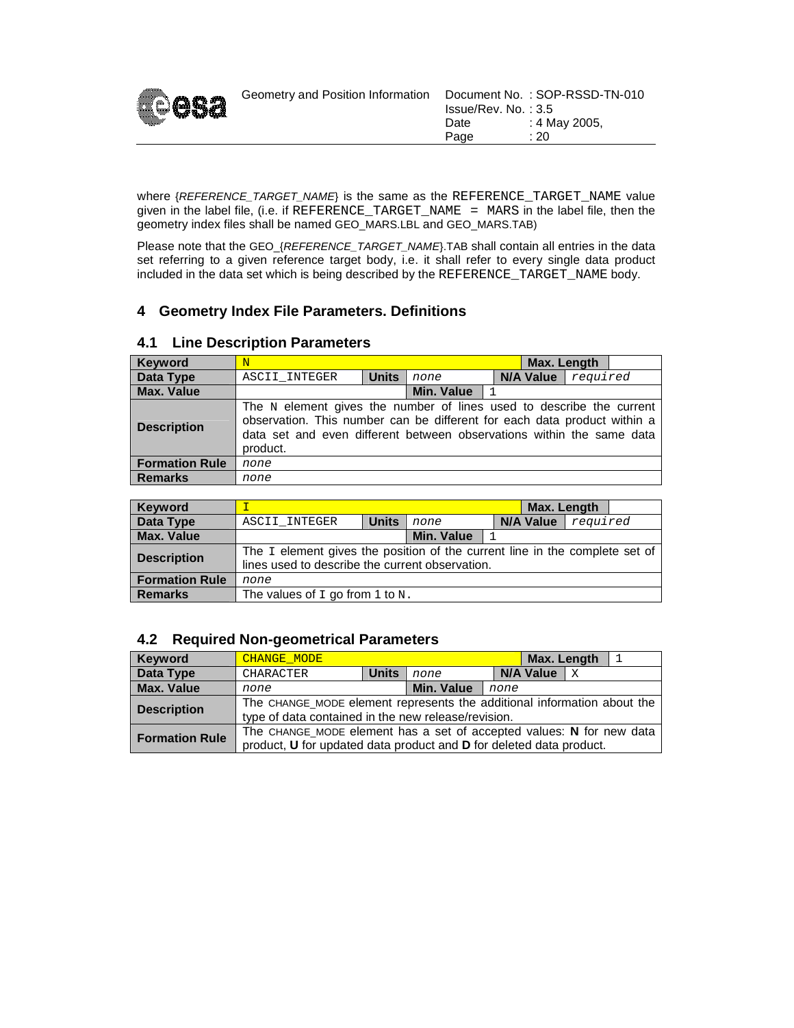where {*REFERENCE_TARGET_NAME*} is the same as the REFERENCE_TARGET_NAME value given in the label file, (i.e. if REFERENCE_TARGET_NAME = MARS in the label file, then the geometry index files shall be named GEO_MARS.LBL and GEO_MARS.TAB)

Please note that the GEO_{*REFERENCE_TARGET_NAME*}.TAB shall contain all entries in the data set referring to a given reference target body, i.e. it shall refer to every single data product included in the data set which is being described by the REFERENCE_TARGET_NAME body.

# 4 Geometry Index File Parameters. Definitions

## 4.1 Line Description Parameters

| **Keyword** | N | | | **Max. Length** | |
|---|---|---|---|---|---|
| **Data Type** | ASCII_INTEGER | **Units** | *none* | **N/A Value** | *required* |
| **Max. Value** | | **Min. Value** | 1 | | |
| **Description** | The N element gives the number of lines used to describe the current observation. This number can be different for each data product within a data set and even different between observations within the same data product. | | | | |
| **Formation Rule** | *none* | | | | |
| **Remarks** | *none* | | | | |

| **Keyword** | I | | | **Max. Length** | |
|---|---|---|---|---|---|
| **Data Type** | ASCII_INTEGER | **Units** | *none* | **N/A Value** | *required* |
| **Max. Value** | | **Min. Value** | 1 | | |
| **Description** | The I element gives the position of the current line in the complete set of lines used to describe the current observation. | | | | |
| **Formation Rule** | *none* | | | | |
| **Remarks** | The values of I go from 1 to N. | | | | |

## 4.2 Required Non-geometrical Parameters

| **Keyword** | CHANGE_MODE | | | **Max. Length** | 1 |
|---|---|---|---|---|---|
| **Data Type** | CHARACTER | **Units** | *none* | **N/A Value** | X |
| **Max. Value** | *none* | **Min. Value** | *none* | | |
| **Description** | The CHANGE_MODE element represents the additional information about the type of data contained in the new release/revision. | | | | |
| **Formation Rule** | The CHANGE_MODE element has a set of accepted values: **N** for new data product, **U** for updated data product and **D** for deleted data product. | | | | |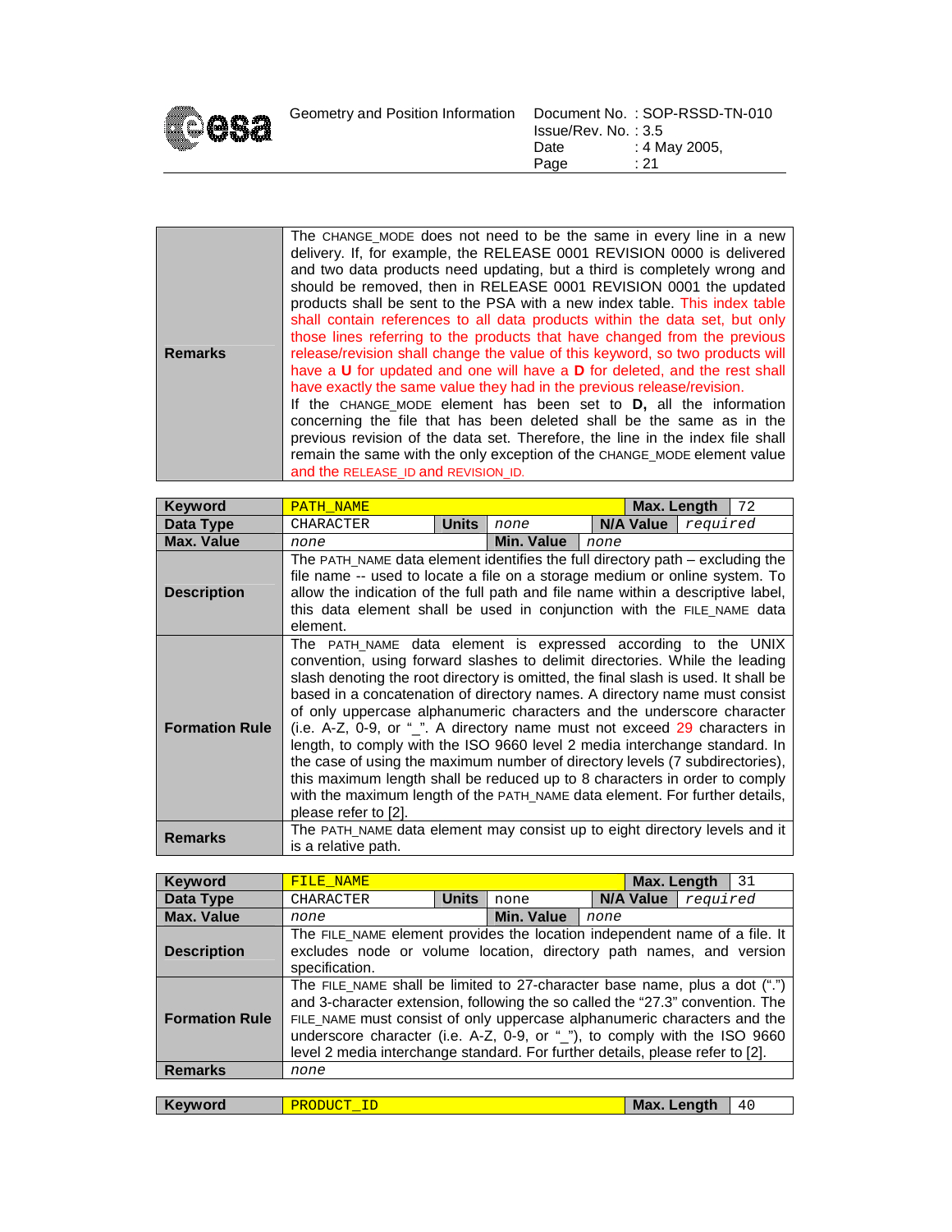| | |
|---|---|
| **Remarks** | The CHANGE_MODE does not need to be the same in every line in a new delivery. If, for example, the RELEASE 0001 REVISION 0000 is delivered and two data products need updating, but a third is completely wrong and should be removed, then in RELEASE 0001 REVISION 0001 the updated products shall be sent to the PSA with a new index table. This index table shall contain references to all data products within the data set, but only those lines referring to the products that have changed from the previous release/revision shall change the value of this keyword, so two products will have a **U** for updated and one will have a **D** for deleted, and the rest shall have exactly the same value they had in the previous release/revision.<br>If the CHANGE_MODE element has been set to **D,** all the information concerning the file that has been deleted shall be the same as in the previous revision of the data set. Therefore, the line in the index file shall remain the same with the only exception of the CHANGE_MODE element value and the RELEASE_ID and REVISION_ID. |

| **Keyword** | PATH_NAME | | | **Max. Length** | 72 |
|---|---|---|---|---|---|
| **Data Type** | CHARACTER | **Units** | *none* | **N/A Value** | *required* |
| **Max. Value** | *none* | **Min. Value** | *none* | | |
| **Description** | The PATH_NAME data element identifies the full directory path – excluding the file name -- used to locate a file on a storage medium or online system. To allow the indication of the full path and file name within a descriptive label, this data element shall be used in conjunction with the FILE_NAME data element. | | | | |
| **Formation Rule** | The PATH_NAME data element is expressed according to the UNIX convention, using forward slashes to delimit directories. While the leading slash denoting the root directory is omitted, the final slash is used. It shall be based in a concatenation of directory names. A directory name must consist of only uppercase alphanumeric characters and the underscore character (i.e. A-Z, 0-9, or "_". A directory name must not exceed 29 characters in length, to comply with the ISO 9660 level 2 media interchange standard. In the case of using the maximum number of directory levels (7 subdirectories), this maximum length shall be reduced up to 8 characters in order to comply with the maximum length of the PATH_NAME data element. For further details, please refer to [2]. | | | | |
| **Remarks** | The PATH_NAME data element may consist up to eight directory levels and it is a relative path. | | | | |

| **Keyword** | FILE_NAME | | | **Max. Length** | 31 |
|---|---|---|---|---|---|
| **Data Type** | CHARACTER | **Units** | none | **N/A Value** | *required* |
| **Max. Value** | *none* | **Min. Value** | *none* | | |
| **Description** | The FILE_NAME element provides the location independent name of a file. It excludes node or volume location, directory path names, and version specification. | | | | |
| **Formation Rule** | The FILE_NAME shall be limited to 27-character base name, plus a dot (".") and 3-character extension, following the so called the "27.3" convention. The FILE_NAME must consist of only uppercase alphanumeric characters and the underscore character (i.e. A-Z, 0-9, or "_"), to comply with the ISO 9660 level 2 media interchange standard. For further details, please refer to [2]. | | | | |
| **Remarks** | *none* | | | | |

| **Keyword** | PRODUCT_ID | **Max. Length** | 40 |
|---|---|---|---|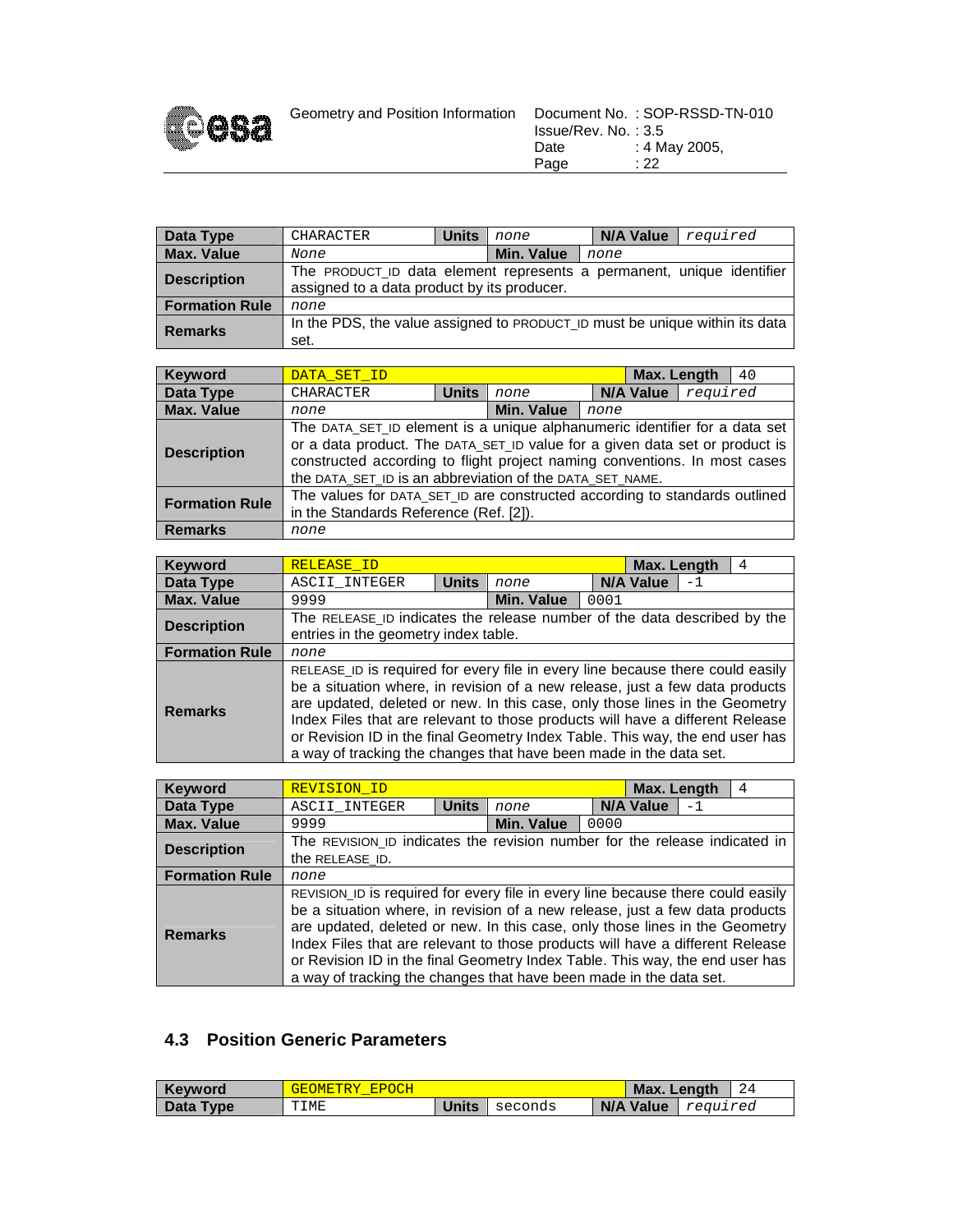| Data Type | CHARACTER | Units | *none* | N/A Value | *required* |
|---|---|---|---|---|---|
| **Max. Value** | *None* | **Min. Value** | *none* | | |
| **Description** | The PRODUCT_ID data element represents a permanent, unique identifier assigned to a data product by its producer. | | | | |
| **Formation Rule** | *none* | | | | |
| **Remarks** | In the PDS, the value assigned to PRODUCT_ID must be unique within its data set. | | | | |

| Keyword | DATA_SET_ID | | | Max. Length | 40 |
|---|---|---|---|---|---|
| **Data Type** | CHARACTER | **Units** | *none* | **N/A Value** | *required* |
| **Max. Value** | *none* | **Min. Value** | *none* | | |
| **Description** | The DATA_SET_ID element is a unique alphanumeric identifier for a data set or a data product. The DATA_SET_ID value for a given data set or product is constructed according to flight project naming conventions. In most cases the DATA_SET_ID is an abbreviation of the DATA_SET_NAME. | | | | |
| **Formation Rule** | The values for DATA_SET_ID are constructed according to standards outlined in the Standards Reference (Ref. [2]). | | | | |
| **Remarks** | *none* | | | | |

| Keyword | RELEASE_ID | | | Max. Length | 4 |
|---|---|---|---|---|---|
| **Data Type** | ASCII_INTEGER | **Units** | *none* | **N/A Value** | -1 |
| **Max. Value** | 9999 | **Min. Value** | 0001 | | |
| **Description** | The RELEASE_ID indicates the release number of the data described by the entries in the geometry index table. | | | | |
| **Formation Rule** | *none* | | | | |
| **Remarks** | RELEASE_ID is required for every file in every line because there could easily be a situation where, in revision of a new release, just a few data products are updated, deleted or new. In this case, only those lines in the Geometry Index Files that are relevant to those products will have a different Release or Revision ID in the final Geometry Index Table. This way, the end user has a way of tracking the changes that have been made in the data set. | | | | |

| Keyword | REVISION_ID | | | Max. Length | 4 |
|---|---|---|---|---|---|
| **Data Type** | ASCII_INTEGER | **Units** | *none* | **N/A Value** | -1 |
| **Max. Value** | 9999 | **Min. Value** | 0000 | | |
| **Description** | The REVISION_ID indicates the revision number for the release indicated in the RELEASE_ID. | | | | |
| **Formation Rule** | *none* | | | | |
| **Remarks** | REVISION_ID is required for every file in every line because there could easily be a situation where, in revision of a new release, just a few data products are updated, deleted or new. In this case, only those lines in the Geometry Index Files that are relevant to those products will have a different Release or Revision ID in the final Geometry Index Table. This way, the end user has a way of tracking the changes that have been made in the data set. | | | | |

## 4.3 Position Generic Parameters

| Keyword | GEOMETRY_EPOCH | | | Max. Length | 24 |
|---|---|---|---|---|---|
| **Data Type** | TIME | **Units** | seconds | **N/A Value** | *required* |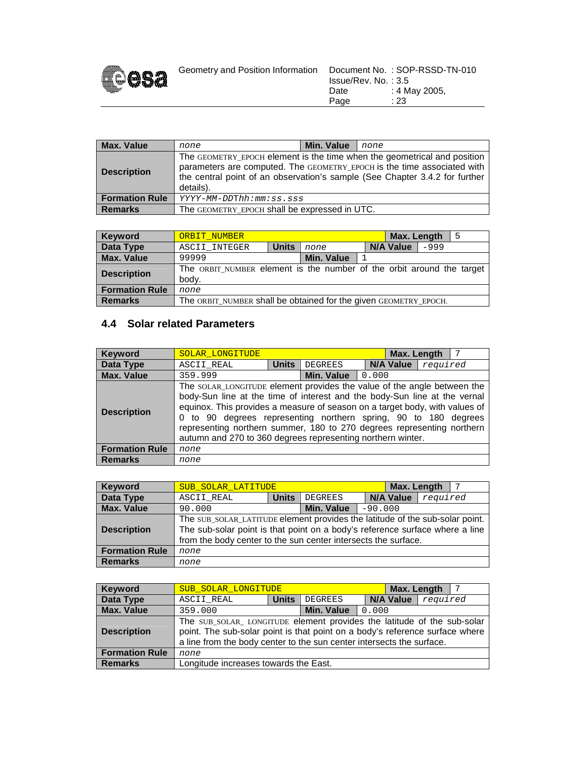| Max. Value | none | Min. Value | none |
| --- | --- | --- | --- |
| Description | The GEOMETRY_EPOCH element is the time when the geometrical and position parameters are computed. The GEOMETRY_EPOCH is the time associated with the central point of an observation's sample (See Chapter 3.4.2 for further details). | | |
| Formation Rule | YYYY-MM-DDThh:mm:ss.sss | | |
| Remarks | The GEOMETRY_EPOCH shall be expressed in UTC. | | |

| Keyword | ORBIT_NUMBER | | | Max. Length | 5 |
| --- | --- | --- | --- | --- | --- |
| Data Type | ASCII_INTEGER | Units | none | N/A Value | -999 |
| Max. Value | 99999 | | Min. Value | 1 | |
| Description | The ORBIT_NUMBER element is the number of the orbit around the target body. | | | | |
| Formation Rule | none | | | | |
| Remarks | The ORBIT_NUMBER shall be obtained for the given GEOMETRY_EPOCH. | | | | |

## 4.4 Solar related Parameters

| Keyword | SOLAR_LONGITUDE | | | Max. Length | 7 |
| --- | --- | --- | --- | --- | --- |
| Data Type | ASCII_REAL | Units | DEGREES | N/A Value | required |
| Max. Value | 359.999 | | Min. Value | 0.000 | |
| Description | The SOLAR_LONGITUDE element provides the value of the angle between the body-Sun line at the time of interest and the body-Sun line at the vernal equinox. This provides a measure of season on a target body, with values of 0 to 90 degrees representing northern spring, 90 to 180 degrees representing northern summer, 180 to 270 degrees representing northern autumn and 270 to 360 degrees representing northern winter. | | | | |
| Formation Rule | none | | | | |
| Remarks | none | | | | |

| Keyword | SUB_SOLAR_LATITUDE | | | Max. Length | 7 |
| --- | --- | --- | --- | --- | --- |
| Data Type | ASCII_REAL | Units | DEGREES | N/A Value | required |
| Max. Value | 90.000 | | Min. Value | -90.000 | |
| Description | The SUB_SOLAR_LATITUDE element provides the latitude of the sub-solar point. The sub-solar point is that point on a body's reference surface where a line from the body center to the sun center intersects the surface. | | | | |
| Formation Rule | none | | | | |
| Remarks | none | | | | |

| Keyword | SUB_SOLAR_LONGITUDE | | | Max. Length | 7 |
| --- | --- | --- | --- | --- | --- |
| Data Type | ASCII_REAL | Units | DEGREES | N/A Value | required |
| Max. Value | 359.000 | | Min. Value | 0.000 | |
| Description | The SUB_SOLAR_ LONGITUDE element provides the latitude of the sub-solar point. The sub-solar point is that point on a body's reference surface where a line from the body center to the sun center intersects the surface. | | | | |
| Formation Rule | none | | | | |
| Remarks | Longitude increases towards the East. | | | | |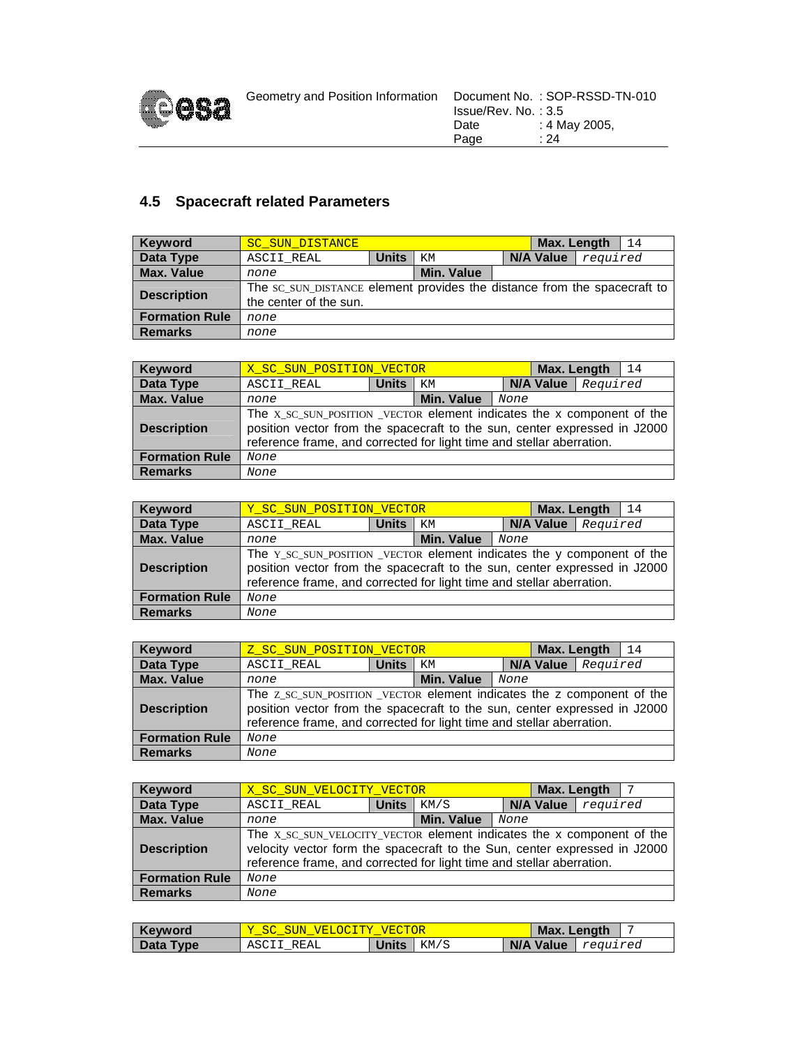## 4.5 Spacecraft related Parameters

| **Keyword** | SC_SUN_DISTANCE | | | **Max. Length** | 14 |
|---|---|---|---|---|---|
| **Data Type** | ASCII_REAL | **Units** | KM | **N/A Value** | *required* |
| **Max. Value** | *none* | | **Min. Value** | | |
| **Description** | The SC_SUN_DISTANCE element provides the distance from the spacecraft to the center of the sun. | | | | |
| **Formation Rule** | *none* | | | | |
| **Remarks** | *none* | | | | |

| **Keyword** | X_SC_SUN_POSITION_VECTOR | | | **Max. Length** | 14 |
|---|---|---|---|---|---|
| **Data Type** | ASCII_REAL | **Units** | KM | **N/A Value** | *Required* |
| **Max. Value** | *none* | | **Min. Value** | *None* | |
| **Description** | The X_SC_SUN_POSITION _VECTOR element indicates the x component of the position vector from the spacecraft to the sun, center expressed in J2000 reference frame, and corrected for light time and stellar aberration. | | | | |
| **Formation Rule** | *None* | | | | |
| **Remarks** | *None* | | | | |

| **Keyword** | Y_SC_SUN_POSITION_VECTOR | | | **Max. Length** | 14 |
|---|---|---|---|---|---|
| **Data Type** | ASCII_REAL | **Units** | KM | **N/A Value** | *Required* |
| **Max. Value** | *none* | | **Min. Value** | *None* | |
| **Description** | The Y_SC_SUN_POSITION _VECTOR element indicates the y component of the position vector from the spacecraft to the sun, center expressed in J2000 reference frame, and corrected for light time and stellar aberration. | | | | |
| **Formation Rule** | *None* | | | | |
| **Remarks** | *None* | | | | |

| **Keyword** | Z_SC_SUN_POSITION_VECTOR | | | **Max. Length** | 14 |
|---|---|---|---|---|---|
| **Data Type** | ASCII_REAL | **Units** | KM | **N/A Value** | *Required* |
| **Max. Value** | *none* | | **Min. Value** | *None* | |
| **Description** | The Z_SC_SUN_POSITION _VECTOR element indicates the z component of the position vector from the spacecraft to the sun, center expressed in J2000 reference frame, and corrected for light time and stellar aberration. | | | | |
| **Formation Rule** | *None* | | | | |
| **Remarks** | *None* | | | | |

| **Keyword** | X_SC_SUN_VELOCITY_VECTOR | | | **Max. Length** | 7 |
|---|---|---|---|---|---|
| **Data Type** | ASCII_REAL | **Units** | KM/S | **N/A Value** | *required* |
| **Max. Value** | *none* | | **Min. Value** | *None* | |
| **Description** | The X_SC_SUN_VELOCITY_VECTOR element indicates the x component of the velocity vector form the spacecraft to the Sun, center expressed in J2000 reference frame, and corrected for light time and stellar aberration. | | | | |
| **Formation Rule** | *None* | | | | |
| **Remarks** | *None* | | | | |

| **Keyword** | Y_SC_SUN_VELOCITY_VECTOR | | | **Max. Length** | 7 |
|---|---|---|---|---|---|
| **Data Type** | ASCII_REAL | **Units** | KM/S | **N/A Value** | *required* |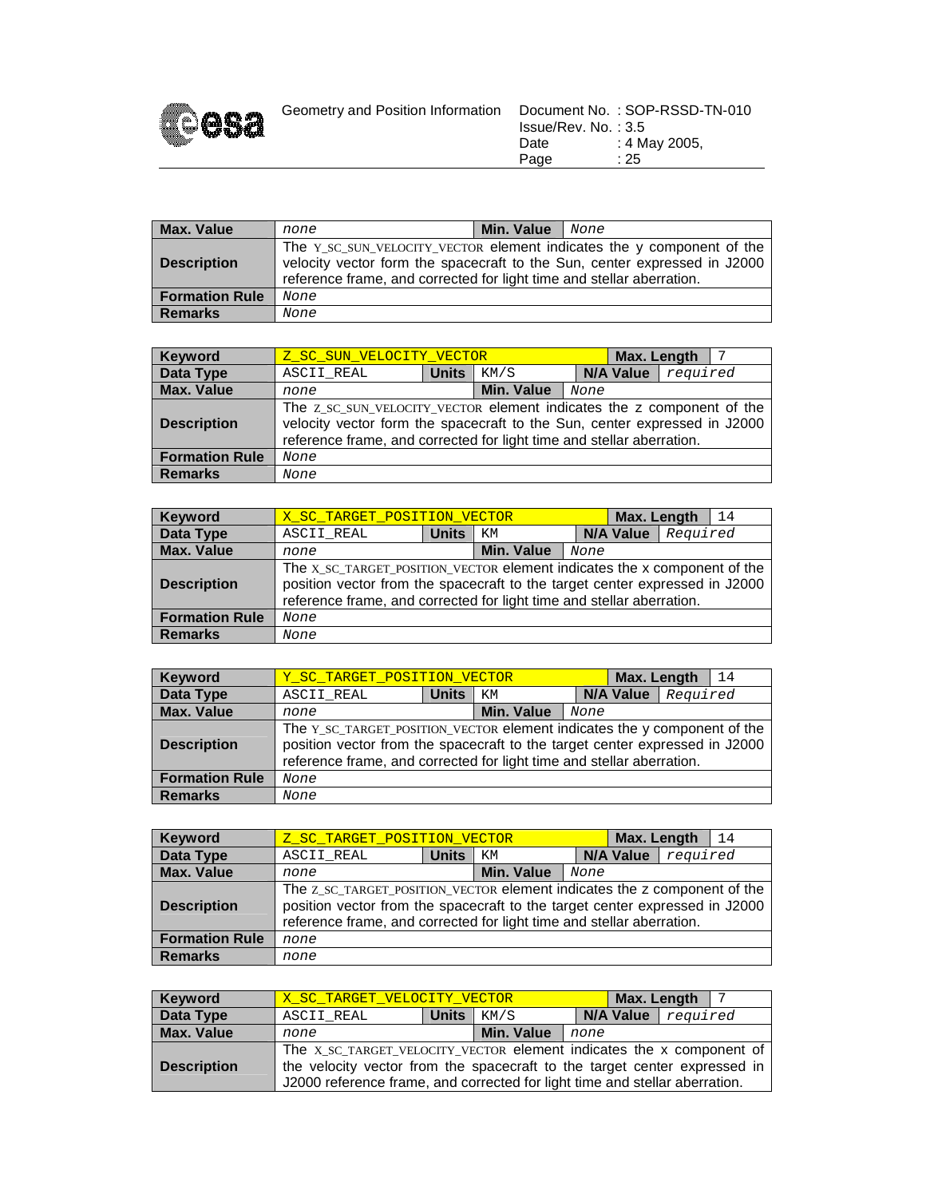| Max. Value | none | | Min. Value | None | |
|---|---|---|---|---|---|
| Description | The Y_SC_SUN_VELOCITY_VECTOR element indicates the y component of the velocity vector form the spacecraft to the Sun, center expressed in J2000 reference frame, and corrected for light time and stellar aberration. | | | | |
| Formation Rule | None | | | | |
| Remarks | None | | | | |

| Keyword | Z_SC_SUN_VELOCITY_VECTOR | | | Max. Length | 7 |
|---|---|---|---|---|---|
| Data Type | ASCII_REAL | Units | KM/S | N/A Value | required |
| Max. Value | none | | Min. Value | None | |
| Description | The Z_SC_SUN_VELOCITY_VECTOR element indicates the z component of the velocity vector form the spacecraft to the Sun, center expressed in J2000 reference frame, and corrected for light time and stellar aberration. | | | | |
| Formation Rule | None | | | | |
| Remarks | None | | | | |

| Keyword | X_SC_TARGET_POSITION_VECTOR | | | Max. Length | 14 |
|---|---|---|---|---|---|
| Data Type | ASCII_REAL | Units | KM | N/A Value | Required |
| Max. Value | none | | Min. Value | None | |
| Description | The X_SC_TARGET_POSITION_VECTOR element indicates the x component of the position vector from the spacecraft to the target center expressed in J2000 reference frame, and corrected for light time and stellar aberration. | | | | |
| Formation Rule | None | | | | |
| Remarks | None | | | | |

| Keyword | Y_SC_TARGET_POSITION_VECTOR | | | Max. Length | 14 |
|---|---|---|---|---|---|
| Data Type | ASCII_REAL | Units | KM | N/A Value | Required |
| Max. Value | none | | Min. Value | None | |
| Description | The Y_SC_TARGET_POSITION_VECTOR element indicates the y component of the position vector from the spacecraft to the target center expressed in J2000 reference frame, and corrected for light time and stellar aberration. | | | | |
| Formation Rule | None | | | | |
| Remarks | None | | | | |

| Keyword | Z_SC_TARGET_POSITION_VECTOR | | | Max. Length | 14 |
|---|---|---|---|---|---|
| Data Type | ASCII_REAL | Units | KM | N/A Value | required |
| Max. Value | none | | Min. Value | None | |
| Description | The Z_SC_TARGET_POSITION_VECTOR element indicates the z component of the position vector from the spacecraft to the target center expressed in J2000 reference frame, and corrected for light time and stellar aberration. | | | | |
| Formation Rule | none | | | | |
| Remarks | none | | | | |

| Keyword | X_SC_TARGET_VELOCITY_VECTOR | | | Max. Length | 7 |
|---|---|---|---|---|---|
| Data Type | ASCII_REAL | Units | KM/S | N/A Value | required |
| Max. Value | none | | Min. Value | none | |
| Description | The X_SC_TARGET_VELOCITY_VECTOR element indicates the x component of the velocity vector from the spacecraft to the target center expressed in J2000 reference frame, and corrected for light time and stellar aberration. | | | | |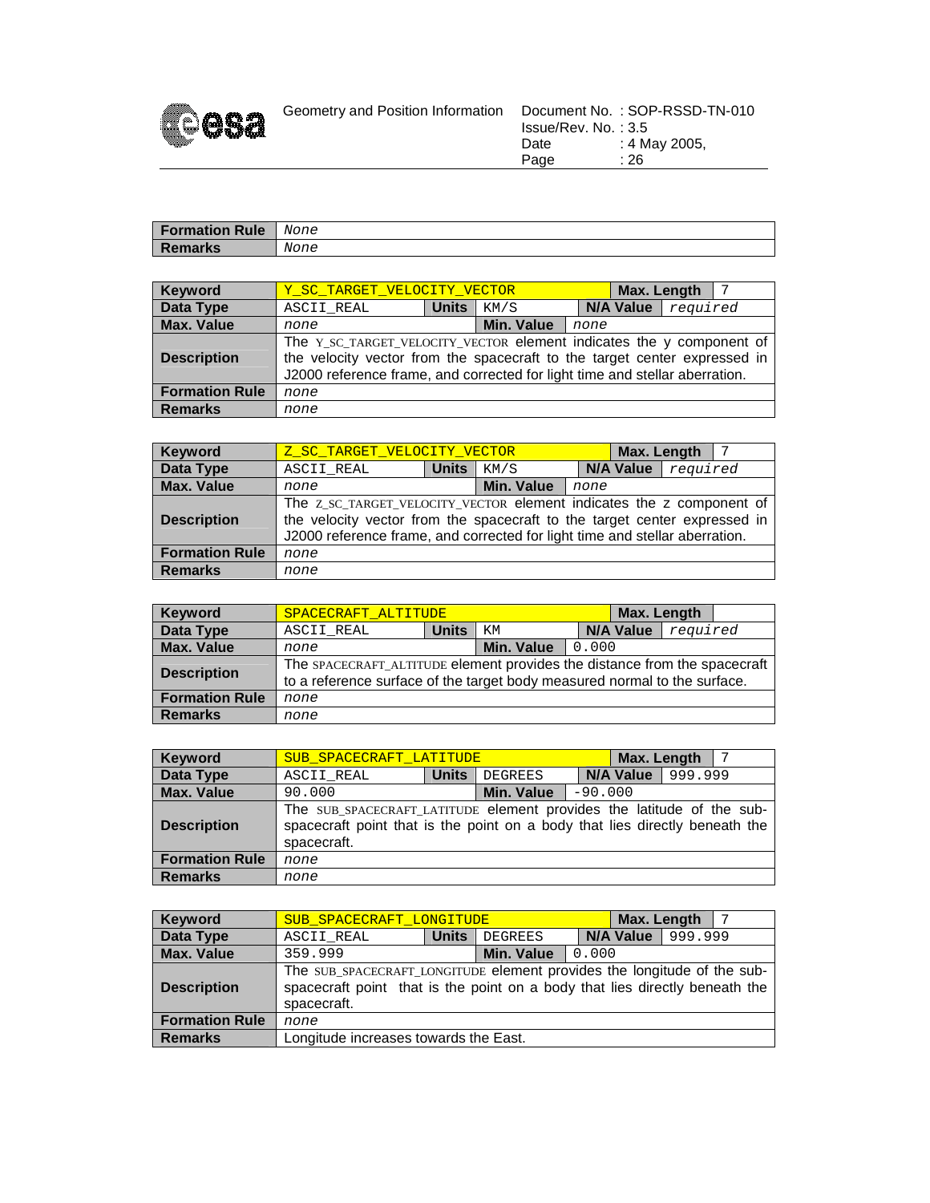| Formation Rule | None |
|---|---|
| Remarks | None |

| Keyword | Y_SC_TARGET_VELOCITY_VECTOR | | | Max. Length | 7 |
|---|---|---|---|---|---|
| Data Type | ASCII_REAL | Units | KM/S | N/A Value | required |
| Max. Value | none | Min. Value | none | | |
| Description | The Y_SC_TARGET_VELOCITY_VECTOR element indicates the y component of the velocity vector from the spacecraft to the target center expressed in J2000 reference frame, and corrected for light time and stellar aberration. | | | | |
| Formation Rule | none | | | | |
| Remarks | none | | | | |

| Keyword | Z_SC_TARGET_VELOCITY_VECTOR | | | Max. Length | 7 |
|---|---|---|---|---|---|
| Data Type | ASCII_REAL | Units | KM/S | N/A Value | required |
| Max. Value | none | Min. Value | none | | |
| Description | The Z_SC_TARGET_VELOCITY_VECTOR element indicates the z component of the velocity vector from the spacecraft to the target center expressed in J2000 reference frame, and corrected for light time and stellar aberration. | | | | |
| Formation Rule | none | | | | |
| Remarks | none | | | | |

| Keyword | SPACECRAFT_ALTITUDE | | | Max. Length | |
|---|---|---|---|---|---|
| Data Type | ASCII_REAL | Units | KM | N/A Value | required |
| Max. Value | none | Min. Value | 0.000 | | |
| Description | The SPACECRAFT_ALTITUDE element provides the distance from the spacecraft to a reference surface of the target body measured normal to the surface. | | | | |
| Formation Rule | none | | | | |
| Remarks | none | | | | |

| Keyword | SUB_SPACECRAFT_LATITUDE | | | Max. Length | 7 |
|---|---|---|---|---|---|
| Data Type | ASCII_REAL | Units | DEGREES | N/A Value | 999.999 |
| Max. Value | 90.000 | Min. Value | -90.000 | | |
| Description | The SUB_SPACECRAFT_LATITUDE element provides the latitude of the sub-spacecraft point that is the point on a body that lies directly beneath the spacecraft. | | | | |
| Formation Rule | none | | | | |
| Remarks | none | | | | |

| Keyword | SUB_SPACECRAFT_LONGITUDE | | | Max. Length | 7 |
|---|---|---|---|---|---|
| Data Type | ASCII_REAL | Units | DEGREES | N/A Value | 999.999 |
| Max. Value | 359.999 | Min. Value | 0.000 | | |
| Description | The SUB_SPACECRAFT_LONGITUDE element provides the longitude of the sub-spacecraft point that is the point on a body that lies directly beneath the spacecraft. | | | | |
| Formation Rule | none | | | | |
| Remarks | Longitude increases towards the East. | | | | |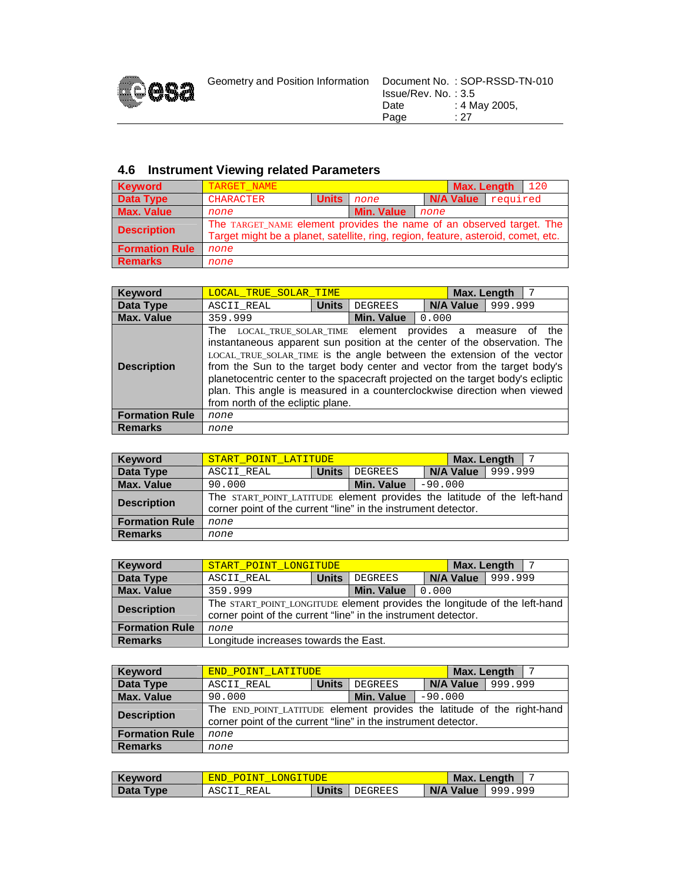## 4.6 Instrument Viewing related Parameters

| Keyword | TARGET_NAME | | | Max. Length | 120 |
|---|---|---|---|---|---|
| Data Type | CHARACTER | Units | *none* | N/A Value | required |
| Max. Value | *none* | Min. Value | *none* | | |
| Description | The TARGET_NAME element provides the name of an observed target. The Target might be a planet, satellite, ring, region, feature, asteroid, comet, etc. | | | | |
| Formation Rule | *none* | | | | |
| Remarks | *none* | | | | |

| Keyword | LOCAL_TRUE_SOLAR_TIME | | | Max. Length | 7 |
|---|---|---|---|---|---|
| Data Type | ASCII_REAL | Units | DEGREES | N/A Value | 999.999 |
| Max. Value | 359.999 | Min. Value | 0.000 | | |
| Description | The LOCAL_TRUE_SOLAR_TIME element provides a measure of the instantaneous apparent sun position at the center of the observation. The LOCAL_TRUE_SOLAR_TIME is the angle between the extension of the vector from the Sun to the target body center and vector from the target body's planetocentric center to the spacecraft projected on the target body's ecliptic plan. This angle is measured in a counterclockwise direction when viewed from north of the ecliptic plane. | | | | |
| Formation Rule | *none* | | | | |
| Remarks | *none* | | | | |

| Keyword | START_POINT_LATITUDE | | | Max. Length | 7 |
|---|---|---|---|---|---|
| Data Type | ASCII_REAL | Units | DEGREES | N/A Value | 999.999 |
| Max. Value | 90.000 | Min. Value | -90.000 | | |
| Description | The START_POINT_LATITUDE element provides the latitude of the left-hand corner point of the current "line" in the instrument detector. | | | | |
| Formation Rule | *none* | | | | |
| Remarks | *none* | | | | |

| Keyword | START_POINT_LONGITUDE | | | Max. Length | 7 |
|---|---|---|---|---|---|
| Data Type | ASCII_REAL | Units | DEGREES | N/A Value | 999.999 |
| Max. Value | 359.999 | Min. Value | 0.000 | | |
| Description | The START_POINT_LONGITUDE element provides the longitude of the left-hand corner point of the current "line" in the instrument detector. | | | | |
| Formation Rule | *none* | | | | |
| Remarks | Longitude increases towards the East. | | | | |

| Keyword | END_POINT_LATITUDE | | | Max. Length | 7 |
|---|---|---|---|---|---|
| Data Type | ASCII_REAL | Units | DEGREES | N/A Value | 999.999 |
| Max. Value | 90.000 | Min. Value | -90.000 | | |
| Description | The END_POINT_LATITUDE element provides the latitude of the right-hand corner point of the current "line" in the instrument detector. | | | | |
| Formation Rule | *none* | | | | |
| Remarks | *none* | | | | |

| Keyword | END_POINT_LONGITUDE | | | Max. Length | 7 |
|---|---|---|---|---|---|
| Data Type | ASCII_REAL | Units | DEGREES | N/A Value | 999.999 |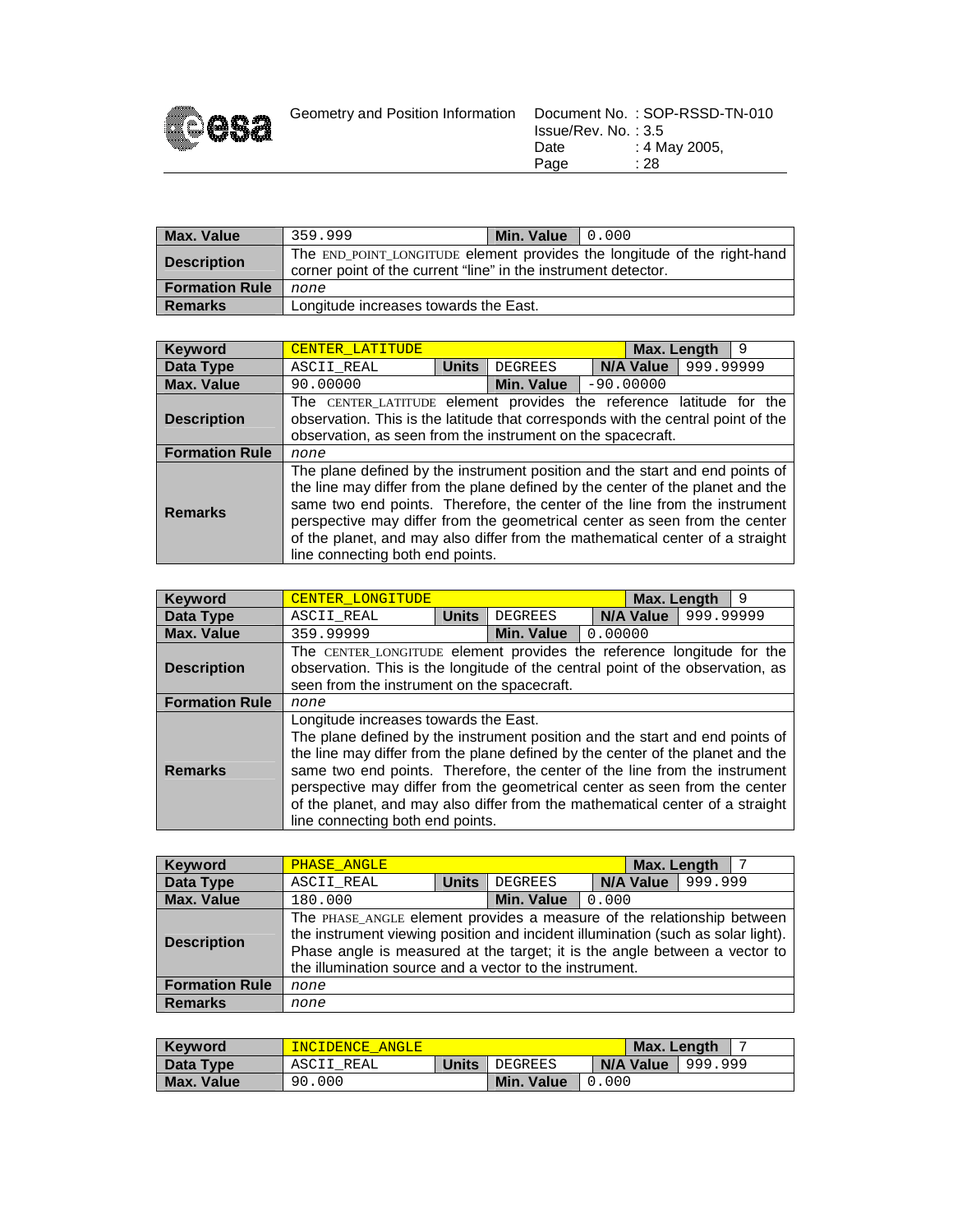| Max. Value | 359.999 | Min. Value | 0.000 |
|---|---|---|---|
| Description | The END_POINT_LONGITUDE element provides the longitude of the right-hand corner point of the current "line" in the instrument detector. | | |
| Formation Rule | *none* | | |
| Remarks | Longitude increases towards the East. | | |

| Keyword | CENTER_LATITUDE | | | Max. Length | 9 |
|---|---|---|---|---|---|
| Data Type | ASCII_REAL | Units | DEGREES | N/A Value | 999.99999 |
| Max. Value | 90.00000 | Min. Value | -90.00000 | | |
| Description | The CENTER_LATITUDE element provides the reference latitude for the observation. This is the latitude that corresponds with the central point of the observation, as seen from the instrument on the spacecraft. | | | | |
| Formation Rule | *none* | | | | |
| Remarks | The plane defined by the instrument position and the start and end points of the line may differ from the plane defined by the center of the planet and the same two end points. Therefore, the center of the line from the instrument perspective may differ from the geometrical center as seen from the center of the planet, and may also differ from the mathematical center of a straight line connecting both end points. | | | | |

| Keyword | CENTER_LONGITUDE | | | Max. Length | 9 |
|---|---|---|---|---|---|
| Data Type | ASCII_REAL | Units | DEGREES | N/A Value | 999.99999 |
| Max. Value | 359.99999 | Min. Value | 0.00000 | | |
| Description | The CENTER_LONGITUDE element provides the reference longitude for the observation. This is the longitude of the central point of the observation, as seen from the instrument on the spacecraft. | | | | |
| Formation Rule | *none* | | | | |
| Remarks | Longitude increases towards the East. The plane defined by the instrument position and the start and end points of the line may differ from the plane defined by the center of the planet and the same two end points. Therefore, the center of the line from the instrument perspective may differ from the geometrical center as seen from the center of the planet, and may also differ from the mathematical center of a straight line connecting both end points. | | | | |

| Keyword | PHASE_ANGLE | | | Max. Length | 7 |
|---|---|---|---|---|---|
| Data Type | ASCII_REAL | Units | DEGREES | N/A Value | 999.999 |
| Max. Value | 180.000 | Min. Value | 0.000 | | |
| Description | The PHASE_ANGLE element provides a measure of the relationship between the instrument viewing position and incident illumination (such as solar light). Phase angle is measured at the target; it is the angle between a vector to the illumination source and a vector to the instrument. | | | | |
| Formation Rule | *none* | | | | |
| Remarks | *none* | | | | |

| Keyword | INCIDENCE_ANGLE | | | Max. Length | 7 |
|---|---|---|---|---|---|
| Data Type | ASCII_REAL | Units | DEGREES | N/A Value | 999.999 |
| Max. Value | 90.000 | Min. Value | 0.000 | | |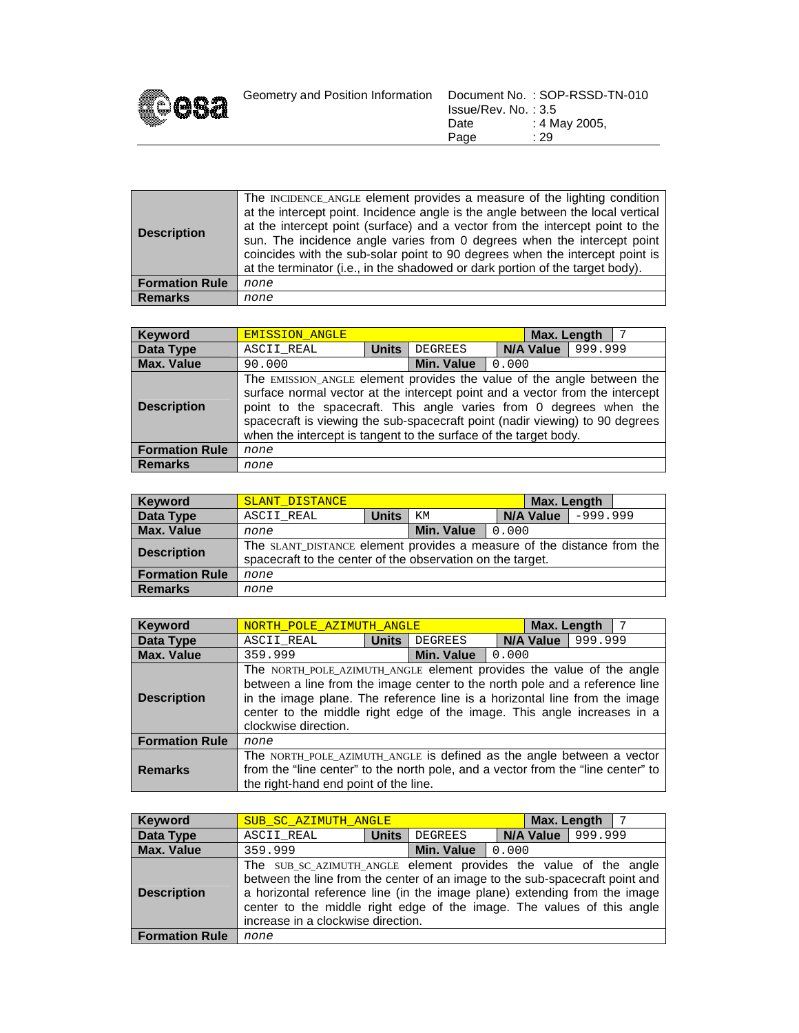| | |
|---|---|
| **Description** | The INCIDENCE_ANGLE element provides a measure of the lighting condition at the intercept point. Incidence angle is the angle between the local vertical at the intercept point (surface) and a vector from the intercept point to the sun. The incidence angle varies from 0 degrees when the intercept point coincides with the sub-solar point to 90 degrees when the intercept point is at the terminator (i.e., in the shadowed or dark portion of the target body). |
| **Formation Rule** | *none* |
| **Remarks** | *none* |

| **Keyword** | EMISSION_ANGLE | | | **Max. Length** | 7 |
|---|---|---|---|---|---|
| **Data Type** | ASCII_REAL | **Units** | DEGREES | **N/A Value** | 999.999 |
| **Max. Value** | 90.000 | | **Min. Value** | 0.000 | |
| **Description** | The EMISSION_ANGLE element provides the value of the angle between the surface normal vector at the intercept point and a vector from the intercept point to the spacecraft. This angle varies from 0 degrees when the spacecraft is viewing the sub-spacecraft point (nadir viewing) to 90 degrees when the intercept is tangent to the surface of the target body. | | | | |
| **Formation Rule** | *none* | | | | |
| **Remarks** | *none* | | | | |

| **Keyword** | SLANT_DISTANCE | | | **Max. Length** | |
|---|---|---|---|---|---|
| **Data Type** | ASCII_REAL | **Units** | KM | **N/A Value** | -999.999 |
| **Max. Value** | *none* | | **Min. Value** | 0.000 | |
| **Description** | The SLANT_DISTANCE element provides a measure of the distance from the spacecraft to the center of the observation on the target. | | | | |
| **Formation Rule** | *none* | | | | |
| **Remarks** | *none* | | | | |

| **Keyword** | NORTH_POLE_AZIMUTH_ANGLE | | | **Max. Length** | 7 |
|---|---|---|---|---|---|
| **Data Type** | ASCII_REAL | **Units** | DEGREES | **N/A Value** | 999.999 |
| **Max. Value** | 359.999 | | **Min. Value** | 0.000 | |
| **Description** | The NORTH_POLE_AZIMUTH_ANGLE element provides the value of the angle between a line from the image center to the north pole and a reference line in the image plane. The reference line is a horizontal line from the image center to the middle right edge of the image. This angle increases in a clockwise direction. | | | | |
| **Formation Rule** | *none* | | | | |
| **Remarks** | The NORTH_POLE_AZIMUTH_ANGLE is defined as the angle between a vector from the "line center" to the north pole, and a vector from the "line center" to the right-hand end point of the line. | | | | |

| **Keyword** | SUB_SC_AZIMUTH_ANGLE | | | **Max. Length** | 7 |
|---|---|---|---|---|---|
| **Data Type** | ASCII_REAL | **Units** | DEGREES | **N/A Value** | 999.999 |
| **Max. Value** | 359.999 | | **Min. Value** | 0.000 | |
| **Description** | The SUB_SC_AZIMUTH_ANGLE element provides the value of the angle between the line from the center of an image to the sub-spacecraft point and a horizontal reference line (in the image plane) extending from the image center to the middle right edge of the image. The values of this angle increase in a clockwise direction. | | | | |
| **Formation Rule** | *none* | | | | |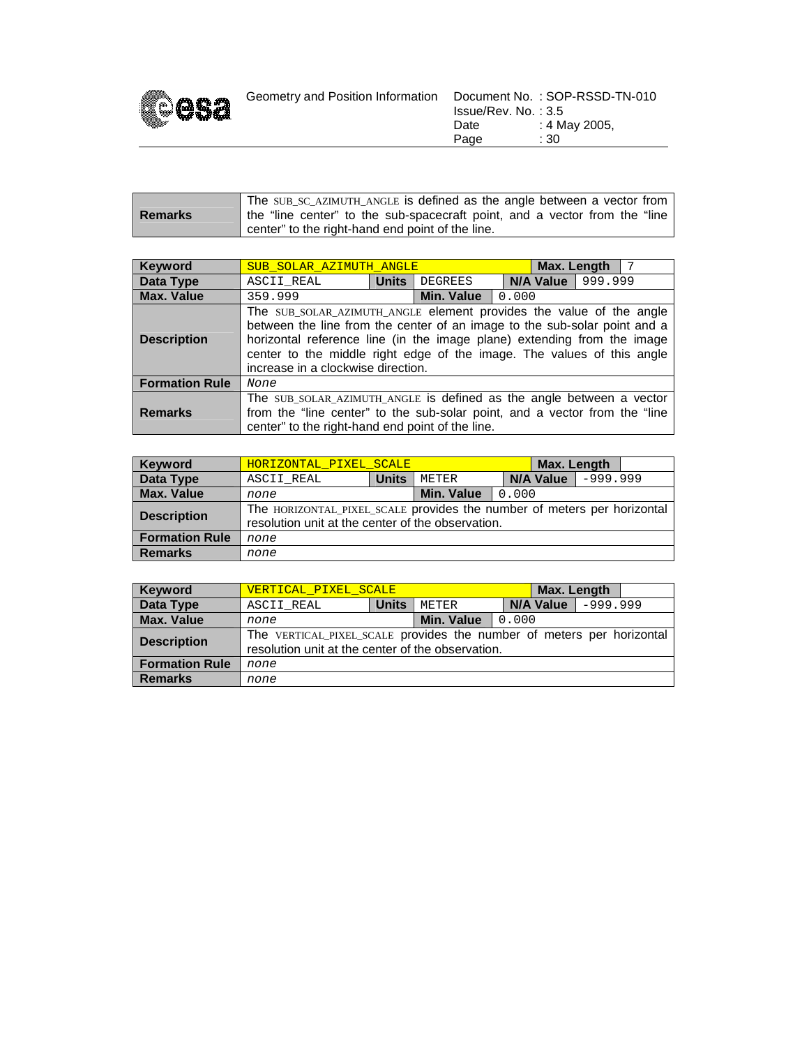| | |
|---|---|
| **Remarks** | The SUB_SC_AZIMUTH_ANGLE is defined as the angle between a vector from the "line center" to the sub-spacecraft point, and a vector from the "line center" to the right-hand end point of the line. |

| **Keyword** | SUB_SOLAR_AZIMUTH_ANGLE | | | **Max. Length** | 7 |
|---|---|---|---|---|---|
| **Data Type** | ASCII_REAL | **Units** | DEGREES | **N/A Value** | 999.999 |
| **Max. Value** | 359.999 | | **Min. Value** | 0.000 | |
| **Description** | The SUB_SOLAR_AZIMUTH_ANGLE element provides the value of the angle between the line from the center of an image to the sub-solar point and a horizontal reference line (in the image plane) extending from the image center to the middle right edge of the image. The values of this angle increase in a clockwise direction. | | | | |
| **Formation Rule** | *None* | | | | |
| **Remarks** | The SUB_SOLAR_AZIMUTH_ANGLE is defined as the angle between a vector from the "line center" to the sub-solar point, and a vector from the "line center" to the right-hand end point of the line. | | | | |

| **Keyword** | HORIZONTAL_PIXEL_SCALE | | | **Max. Length** | |
|---|---|---|---|---|---|
| **Data Type** | ASCII_REAL | **Units** | METER | **N/A Value** | -999.999 |
| **Max. Value** | *none* | | **Min. Value** | 0.000 | |
| **Description** | The HORIZONTAL_PIXEL_SCALE provides the number of meters per horizontal resolution unit at the center of the observation. | | | | |
| **Formation Rule** | *none* | | | | |
| **Remarks** | *none* | | | | |

| **Keyword** | VERTICAL_PIXEL_SCALE | | | **Max. Length** | |
|---|---|---|---|---|---|
| **Data Type** | ASCII_REAL | **Units** | METER | **N/A Value** | -999.999 |
| **Max. Value** | *none* | | **Min. Value** | 0.000 | |
| **Description** | The VERTICAL_PIXEL_SCALE provides the number of meters per horizontal resolution unit at the center of the observation. | | | | |
| **Formation Rule** | *none* | | | | |
| **Remarks** | *none* | | | | |